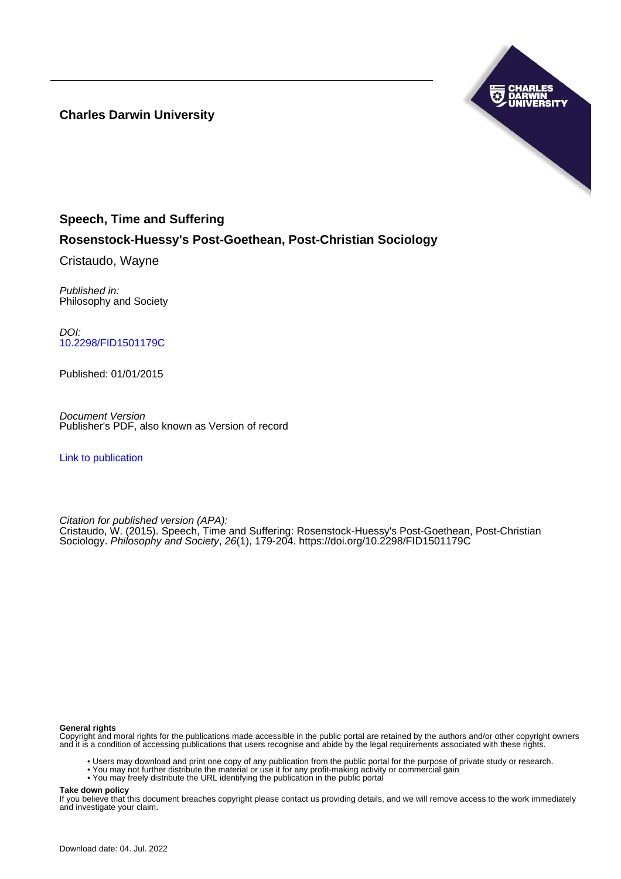**Charles Darwin University**

# Speech, Time and Suffering

## Rosenstock-Huessy's Post-Goethean, Post-Christian Sociology

Cristaudo, Wayne

*Published in:*
Philosophy and Society

*DOI:*
10.2298/FID1501179C

Published: 01/01/2015

*Document Version*
Publisher's PDF, also known as Version of record

Link to publication

*Citation for published version (APA):*
Cristaudo, W. (2015). Speech, Time and Suffering: Rosenstock-Huessy's Post-Goethean, Post-Christian Sociology. *Philosophy and Society*, *26*(1), 179-204. https://doi.org/10.2298/FID1501179C

**General rights**
Copyright and moral rights for the publications made accessible in the public portal are retained by the authors and/or other copyright owners and it is a condition of accessing publications that users recognise and abide by the legal requirements associated with these rights.

- Users may download and print one copy of any publication from the public portal for the purpose of private study or research.
- You may not further distribute the material or use it for any profit-making activity or commercial gain
- You may freely distribute the URL identifying the publication in the public portal

**Take down policy**
If you believe that this document breaches copyright please contact us providing details, and we will remove access to the work immediately and investigate your claim.

Download date: 04. Jul. 2022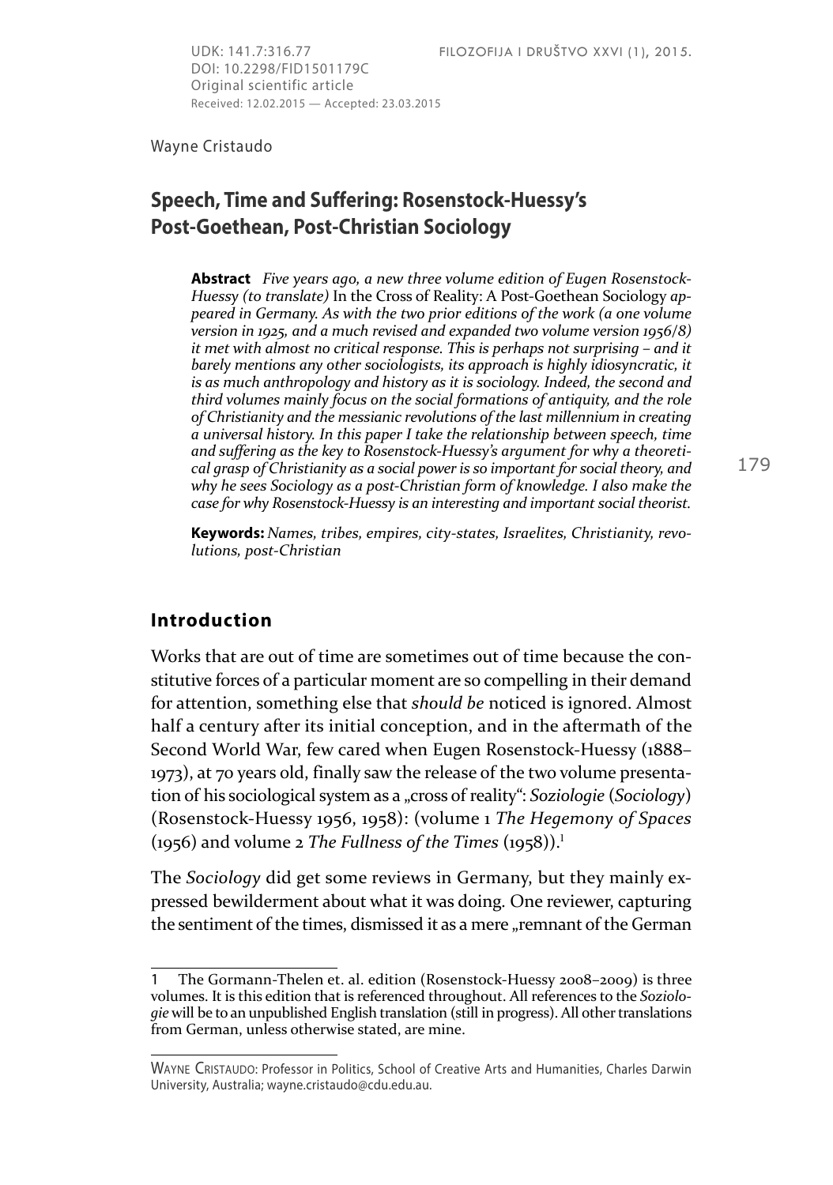UDK: 141.7:316.77
DOI: 10.2298/FID1501179C
Original scientific article
Received: 12.02.2015 — Accepted: 23.03.2015

Wayne Cristaudo

# Speech, Time and Suffering: Rosenstock-Huessy's Post-Goethean, Post-Christian Sociology

**Abstract** *Five years ago, a new three volume edition of Eugen Rosenstock-Huessy (to translate)* In the Cross of Reality: A Post-Goethean Sociology *appeared in Germany. As with the two prior editions of the work (a one volume version in 1925, and a much revised and expanded two volume version 1956/8) it met with almost no critical response. This is perhaps not surprising – and it barely mentions any other sociologists, its approach is highly idiosyncratic, it is as much anthropology and history as it is sociology. Indeed, the second and third volumes mainly focus on the social formations of antiquity, and the role of Christianity and the messianic revolutions of the last millennium in creating a universal history. In this paper I take the relationship between speech, time and suffering as the key to Rosenstock-Huessy's argument for why a theoretical grasp of Christianity as a social power is so important for social theory, and why he sees Sociology as a post-Christian form of knowledge. I also make the case for why Rosenstock-Huessy is an interesting and important social theorist.*

**Keywords:** *Names, tribes, empires, city-states, Israelites, Christianity, revolutions, post-Christian*

## Introduction

Works that are out of time are sometimes out of time because the constitutive forces of a particular moment are so compelling in their demand for attention, something else that *should be* noticed is ignored. Almost half a century after its initial conception, and in the aftermath of the Second World War, few cared when Eugen Rosenstock-Huessy (1888–1973), at 70 years old, finally saw the release of the two volume presentation of his sociological system as a „cross of reality": *Soziologie* (*Sociology*) (Rosenstock-Huessy 1956, 1958): (volume 1 *The Hegemony of Spaces* (1956) and volume 2 *The Fullness of the Times* (1958)).[1]

The *Sociology* did get some reviews in Germany, but they mainly expressed bewilderment about what it was doing. One reviewer, capturing the sentiment of the times, dismissed it as a mere „remnant of the German

---

1 The Gormann-Thelen et. al. edition (Rosenstock-Huessy 2008–2009) is three volumes. It is this edition that is referenced throughout. All references to the *Soziologie* will be to an unpublished English translation (still in progress). All other translations from German, unless otherwise stated, are mine.

Wayne Cristaudo: Professor in Politics, School of Creative Arts and Humanities, Charles Darwin University, Australia; wayne.cristaudo@cdu.edu.au.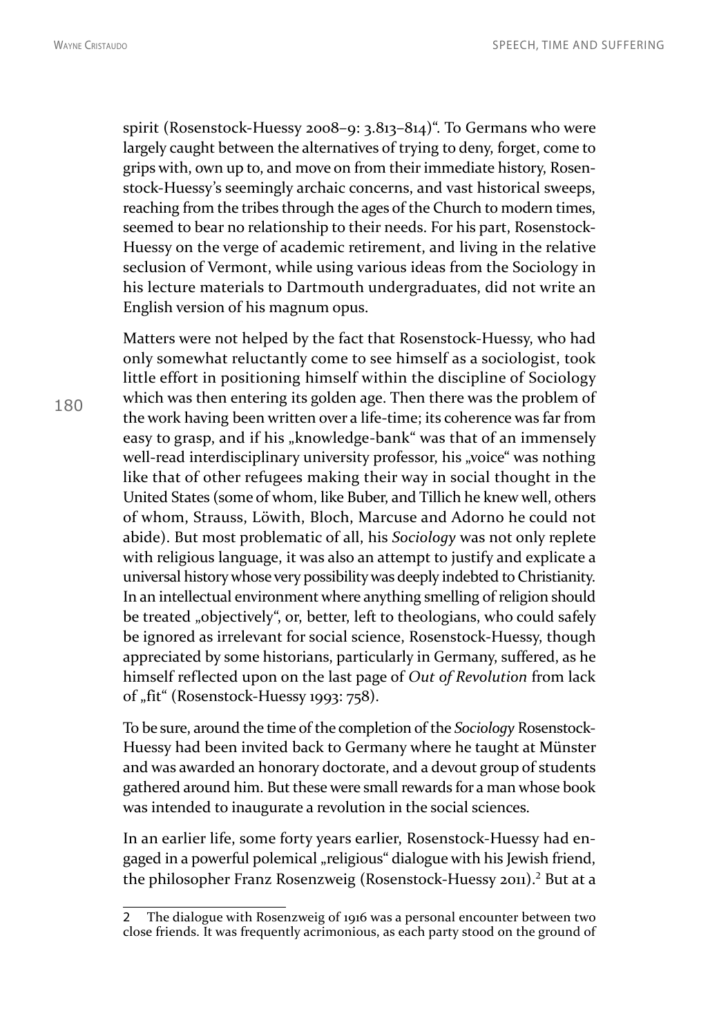spirit (Rosenstock-Huessy 2008–9: 3.813–814)". To Germans who were largely caught between the alternatives of trying to deny, forget, come to grips with, own up to, and move on from their immediate history, Rosenstock-Huessy's seemingly archaic concerns, and vast historical sweeps, reaching from the tribes through the ages of the Church to modern times, seemed to bear no relationship to their needs. For his part, Rosenstock-Huessy on the verge of academic retirement, and living in the relative seclusion of Vermont, while using various ideas from the Sociology in his lecture materials to Dartmouth undergraduates, did not write an English version of his magnum opus.

Matters were not helped by the fact that Rosenstock-Huessy, who had only somewhat reluctantly come to see himself as a sociologist, took little effort in positioning himself within the discipline of Sociology which was then entering its golden age. Then there was the problem of the work having been written over a life-time; its coherence was far from easy to grasp, and if his „knowledge-bank" was that of an immensely well-read interdisciplinary university professor, his „voice" was nothing like that of other refugees making their way in social thought in the United States (some of whom, like Buber, and Tillich he knew well, others of whom, Strauss, Löwith, Bloch, Marcuse and Adorno he could not abide). But most problematic of all, his *Sociology* was not only replete with religious language, it was also an attempt to justify and explicate a universal history whose very possibility was deeply indebted to Christianity. In an intellectual environment where anything smelling of religion should be treated „objectively", or, better, left to theologians, who could safely be ignored as irrelevant for social science, Rosenstock-Huessy, though appreciated by some historians, particularly in Germany, suffered, as he himself reflected upon on the last page of *Out of Revolution* from lack of „fit" (Rosenstock-Huessy 1993: 758).

To be sure, around the time of the completion of the *Sociology* Rosenstock-Huessy had been invited back to Germany where he taught at Münster and was awarded an honorary doctorate, and a devout group of students gathered around him. But these were small rewards for a man whose book was intended to inaugurate a revolution in the social sciences.

In an earlier life, some forty years earlier, Rosenstock-Huessy had engaged in a powerful polemical „religious" dialogue with his Jewish friend, the philosopher Franz Rosenzweig (Rosenstock-Huessy 2011).[2] But at a

---

2 The dialogue with Rosenzweig of 1916 was a personal encounter between two close friends. It was frequently acrimonious, as each party stood on the ground of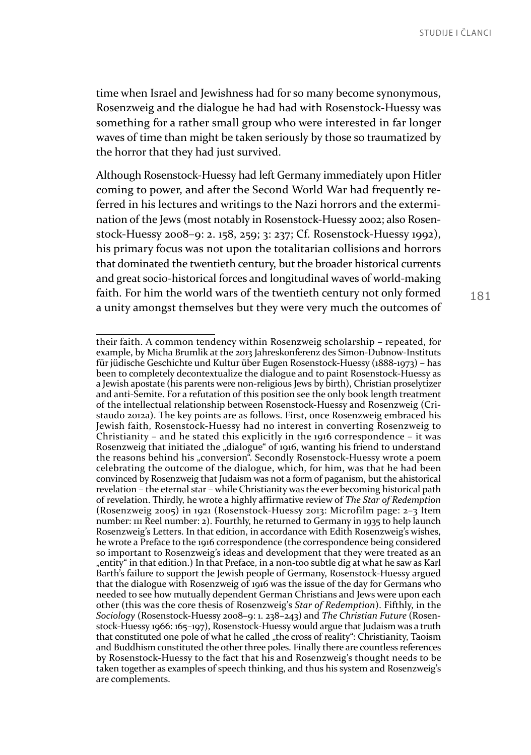time when Israel and Jewishness had for so many become synonymous, Rosenzweig and the dialogue he had had with Rosenstock-Huessy was something for a rather small group who were interested in far longer waves of time than might be taken seriously by those so traumatized by the horror that they had just survived.

Although Rosenstock-Huessy had left Germany immediately upon Hitler coming to power, and after the Second World War had frequently referred in his lectures and writings to the Nazi horrors and the extermination of the Jews (most notably in Rosenstock-Huessy 2002; also Rosenstock-Huessy 2008–9: 2. 158, 259; 3: 237; Cf. Rosenstock-Huessy 1992), his primary focus was not upon the totalitarian collisions and horrors that dominated the twentieth century, but the broader historical currents and great socio-historical forces and longitudinal waves of world-making faith. For him the world wars of the twentieth century not only formed a unity amongst themselves but they were very much the outcomes of

---

their faith. A common tendency within Rosenzweig scholarship – repeated, for example, by Micha Brumlik at the 2013 Jahreskonferenz des Simon-Dubnow-Instituts für jüdische Geschichte und Kultur über Eugen Rosenstock-Huessy (1888-1973) – has been to completely decontextualize the dialogue and to paint Rosenstock-Huessy as a Jewish apostate (his parents were non-religious Jews by birth), Christian proselytizer and anti-Semite. For a refutation of this position see the only book length treatment of the intellectual relationship between Rosenstock-Huessy and Rosenzweig (Cristaudo 2012a). The key points are as follows. First, once Rosenzweig embraced his Jewish faith, Rosenstock-Huessy had no interest in converting Rosenzweig to Christianity – and he stated this explicitly in the 1916 correspondence – it was Rosenzweig that initiated the „dialogue" of 1916, wanting his friend to understand the reasons behind his „conversion". Secondly Rosenstock-Huessy wrote a poem celebrating the outcome of the dialogue, which, for him, was that he had been convinced by Rosenzweig that Judaism was not a form of paganism, but the ahistorical revelation – the eternal star – while Christianity was the ever becoming historical path of revelation. Thirdly, he wrote a highly affirmative review of *The Star of Redemption* (Rosenzweig 2005) in 1921 (Rosenstock-Huessy 2013: Microfilm page: 2–3 Item number: 111 Reel number: 2). Fourthly, he returned to Germany in 1935 to help launch Rosenzweig's Letters. In that edition, in accordance with Edith Rosenzweig's wishes, he wrote a Preface to the 1916 correspondence (the correspondence being considered so important to Rosenzweig's ideas and development that they were treated as an „entity" in that edition.) In that Preface, in a non-too subtle dig at what he saw as Karl Barth's failure to support the Jewish people of Germany, Rosenstock-Huessy argued that the dialogue with Rosenzweig of 1916 was the issue of the day for Germans who needed to see how mutually dependent German Christians and Jews were upon each other (this was the core thesis of Rosenzweig's *Star of Redemption*). Fifthly, in the *Sociology* (Rosenstock-Huessy 2008–9: 1. 238–243) and *The Christian Future* (Rosenstock-Huessy 1966: 165–197), Rosenstock-Huessy would argue that Judaism was a truth that constituted one pole of what he called „the cross of reality": Christianity, Taoism and Buddhism constituted the other three poles. Finally there are countless references by Rosenstock-Huessy to the fact that his and Rosenzweig's thought needs to be taken together as examples of speech thinking, and thus his system and Rosenzweig's are complements.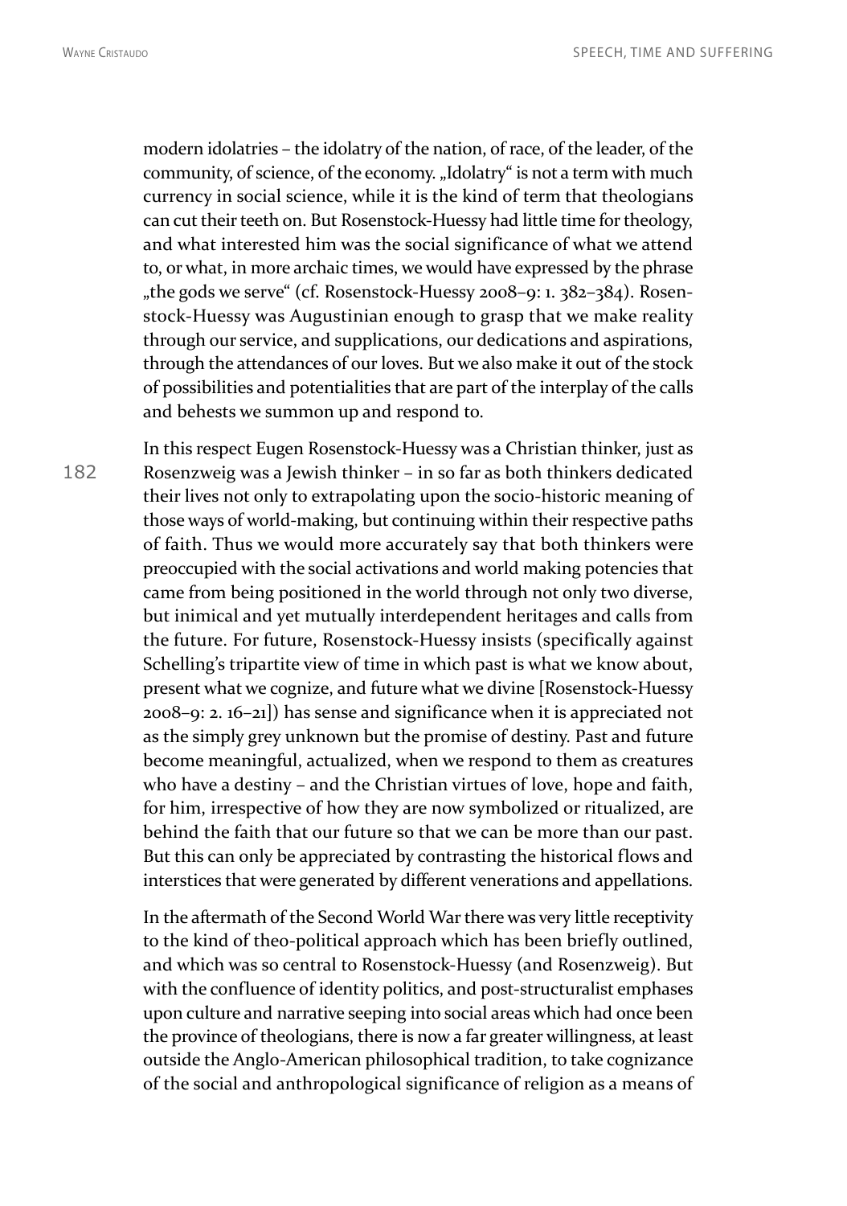modern idolatries – the idolatry of the nation, of race, of the leader, of the community, of science, of the economy. „Idolatry" is not a term with much currency in social science, while it is the kind of term that theologians can cut their teeth on. But Rosenstock-Huessy had little time for theology, and what interested him was the social significance of what we attend to, or what, in more archaic times, we would have expressed by the phrase „the gods we serve" (cf. Rosenstock-Huessy 2008–9: 1. 382–384). Rosenstock-Huessy was Augustinian enough to grasp that we make reality through our service, and supplications, our dedications and aspirations, through the attendances of our loves. But we also make it out of the stock of possibilities and potentialities that are part of the interplay of the calls and behests we summon up and respond to.

In this respect Eugen Rosenstock-Huessy was a Christian thinker, just as Rosenzweig was a Jewish thinker – in so far as both thinkers dedicated their lives not only to extrapolating upon the socio-historic meaning of those ways of world-making, but continuing within their respective paths of faith. Thus we would more accurately say that both thinkers were preoccupied with the social activations and world making potencies that came from being positioned in the world through not only two diverse, but inimical and yet mutually interdependent heritages and calls from the future. For future, Rosenstock-Huessy insists (specifically against Schelling's tripartite view of time in which past is what we know about, present what we cognize, and future what we divine [Rosenstock-Huessy 2008–9: 2. 16–21]) has sense and significance when it is appreciated not as the simply grey unknown but the promise of destiny. Past and future become meaningful, actualized, when we respond to them as creatures who have a destiny – and the Christian virtues of love, hope and faith, for him, irrespective of how they are now symbolized or ritualized, are behind the faith that our future so that we can be more than our past. But this can only be appreciated by contrasting the historical flows and interstices that were generated by different venerations and appellations.

In the aftermath of the Second World War there was very little receptivity to the kind of theo-political approach which has been briefly outlined, and which was so central to Rosenstock-Huessy (and Rosenzweig). But with the confluence of identity politics, and post-structuralist emphases upon culture and narrative seeping into social areas which had once been the province of theologians, there is now a far greater willingness, at least outside the Anglo-American philosophical tradition, to take cognizance of the social and anthropological significance of religion as a means of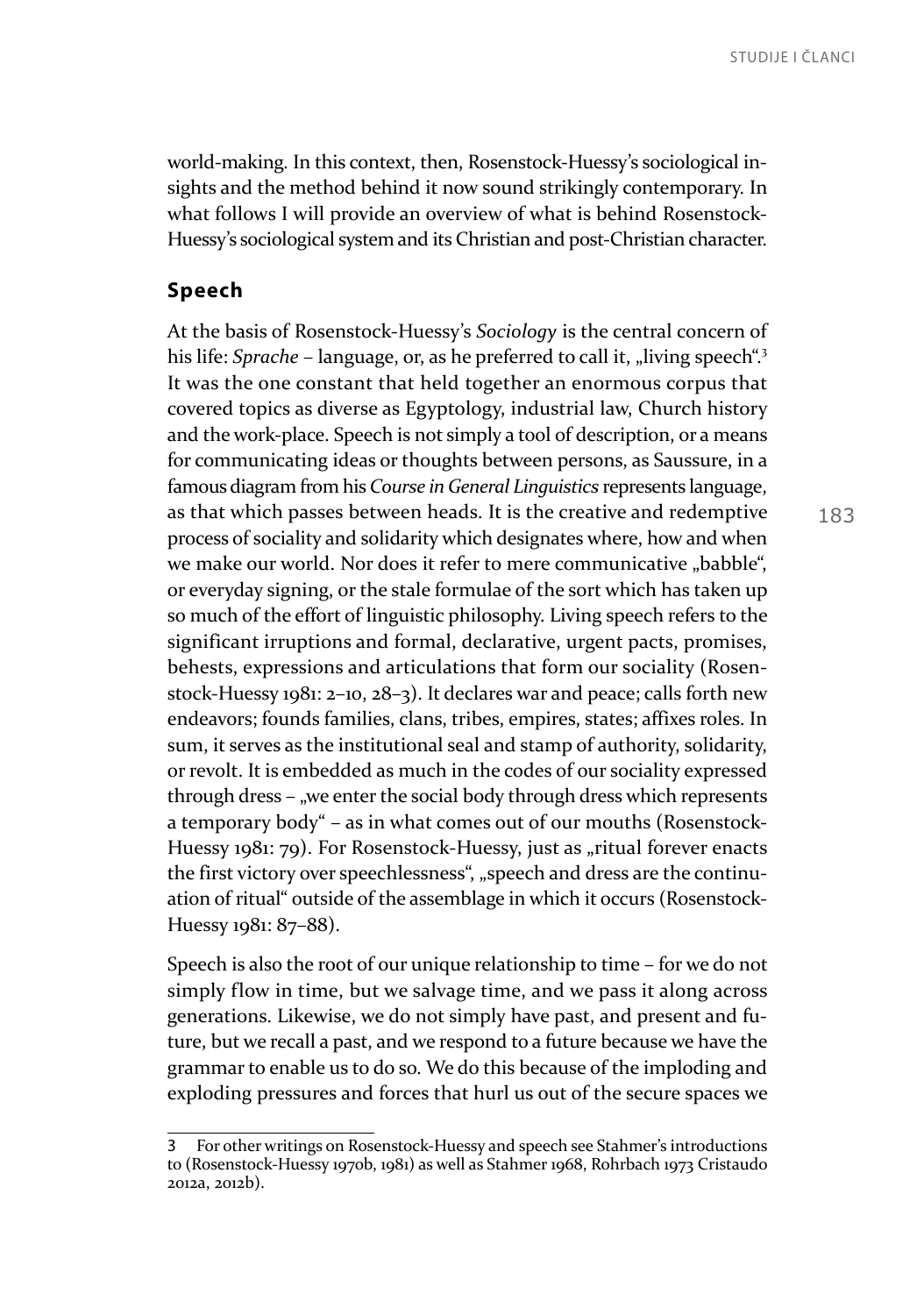world-making. In this context, then, Rosenstock-Huessy's sociological insights and the method behind it now sound strikingly contemporary. In what follows I will provide an overview of what is behind Rosenstock-Huessy's sociological system and its Christian and post-Christian character.

## Speech

At the basis of Rosenstock-Huessy's *Sociology* is the central concern of his life: *Sprache* – language, or, as he preferred to call it, „living speech".[3] It was the one constant that held together an enormous corpus that covered topics as diverse as Egyptology, industrial law, Church history and the work-place. Speech is not simply a tool of description, or a means for communicating ideas or thoughts between persons, as Saussure, in a famous diagram from his *Course in General Linguistics* represents language, as that which passes between heads. It is the creative and redemptive process of sociality and solidarity which designates where, how and when we make our world. Nor does it refer to mere communicative „babble", or everyday signing, or the stale formulae of the sort which has taken up so much of the effort of linguistic philosophy. Living speech refers to the significant irruptions and formal, declarative, urgent pacts, promises, behests, expressions and articulations that form our sociality (Rosenstock-Huessy 1981: 2–10, 28–3). It declares war and peace; calls forth new endeavors; founds families, clans, tribes, empires, states; affixes roles. In sum, it serves as the institutional seal and stamp of authority, solidarity, or revolt. It is embedded as much in the codes of our sociality expressed through dress – „we enter the social body through dress which represents a temporary body" – as in what comes out of our mouths (Rosenstock-Huessy 1981: 79). For Rosenstock-Huessy, just as „ritual forever enacts the first victory over speechlessness", „speech and dress are the continuation of ritual" outside of the assemblage in which it occurs (Rosenstock-Huessy 1981: 87–88).

Speech is also the root of our unique relationship to time – for we do not simply flow in time, but we salvage time, and we pass it along across generations. Likewise, we do not simply have past, and present and future, but we recall a past, and we respond to a future because we have the grammar to enable us to do so. We do this because of the imploding and exploding pressures and forces that hurl us out of the secure spaces we

---

3 For other writings on Rosenstock-Huessy and speech see Stahmer's introductions to (Rosenstock-Huessy 1970b, 1981) as well as Stahmer 1968, Rohrbach 1973 Cristaudo 2012a, 2012b).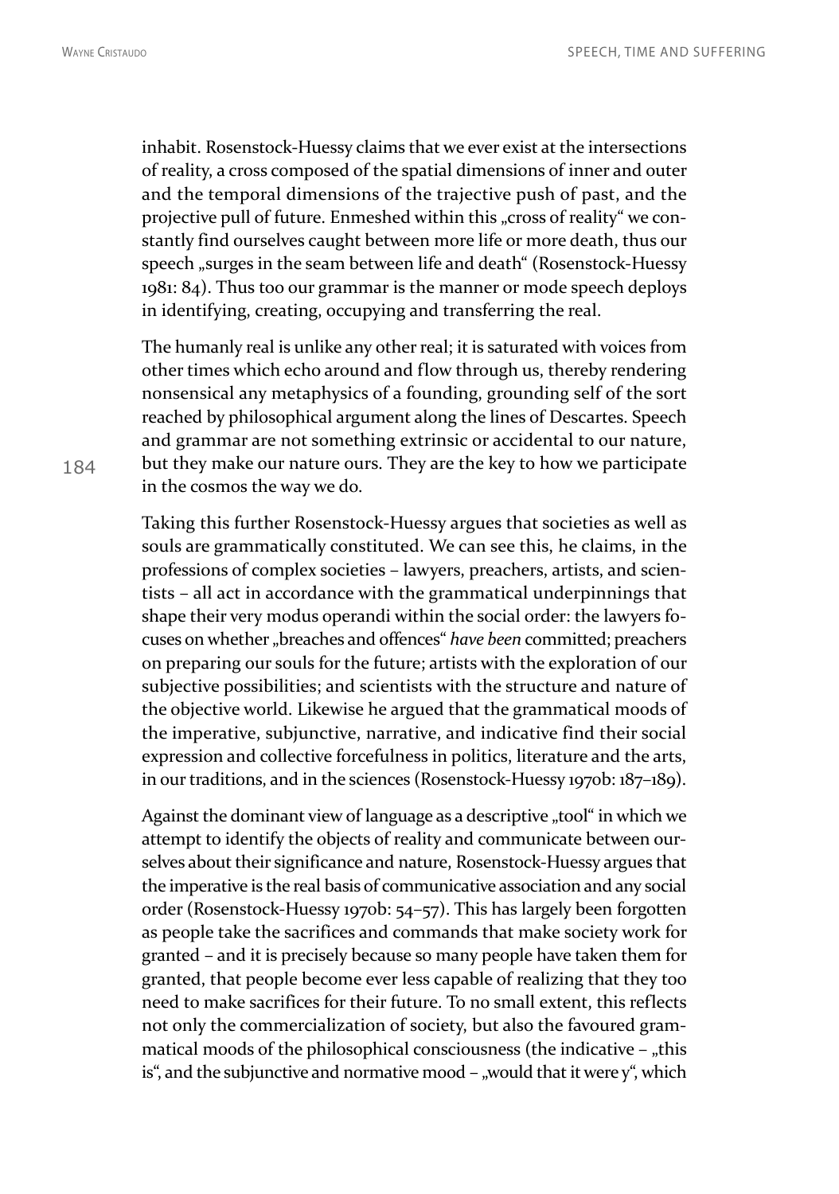inhabit. Rosenstock-Huessy claims that we ever exist at the intersections of reality, a cross composed of the spatial dimensions of inner and outer and the temporal dimensions of the trajective push of past, and the projective pull of future. Enmeshed within this „cross of reality“ we constantly find ourselves caught between more life or more death, thus our speech „surges in the seam between life and death“ (Rosenstock-Huessy 1981: 84). Thus too our grammar is the manner or mode speech deploys in identifying, creating, occupying and transferring the real.

The humanly real is unlike any other real; it is saturated with voices from other times which echo around and flow through us, thereby rendering nonsensical any metaphysics of a founding, grounding self of the sort reached by philosophical argument along the lines of Descartes. Speech and grammar are not something extrinsic or accidental to our nature, but they make our nature ours. They are the key to how we participate in the cosmos the way we do.

Taking this further Rosenstock-Huessy argues that societies as well as souls are grammatically constituted. We can see this, he claims, in the professions of complex societies – lawyers, preachers, artists, and scientists – all act in accordance with the grammatical underpinnings that shape their very modus operandi within the social order: the lawyers focuses on whether „breaches and offences“ *have been* committed; preachers on preparing our souls for the future; artists with the exploration of our subjective possibilities; and scientists with the structure and nature of the objective world. Likewise he argued that the grammatical moods of the imperative, subjunctive, narrative, and indicative find their social expression and collective forcefulness in politics, literature and the arts, in our traditions, and in the sciences (Rosenstock-Huessy 1970b: 187–189).

Against the dominant view of language as a descriptive „tool“ in which we attempt to identify the objects of reality and communicate between ourselves about their significance and nature, Rosenstock-Huessy argues that the imperative is the real basis of communicative association and any social order (Rosenstock-Huessy 1970b: 54–57). This has largely been forgotten as people take the sacrifices and commands that make society work for granted – and it is precisely because so many people have taken them for granted, that people become ever less capable of realizing that they too need to make sacrifices for their future. To no small extent, this reflects not only the commercialization of society, but also the favoured grammatical moods of the philosophical consciousness (the indicative – „this is“, and the subjunctive and normative mood – „would that it were y“, which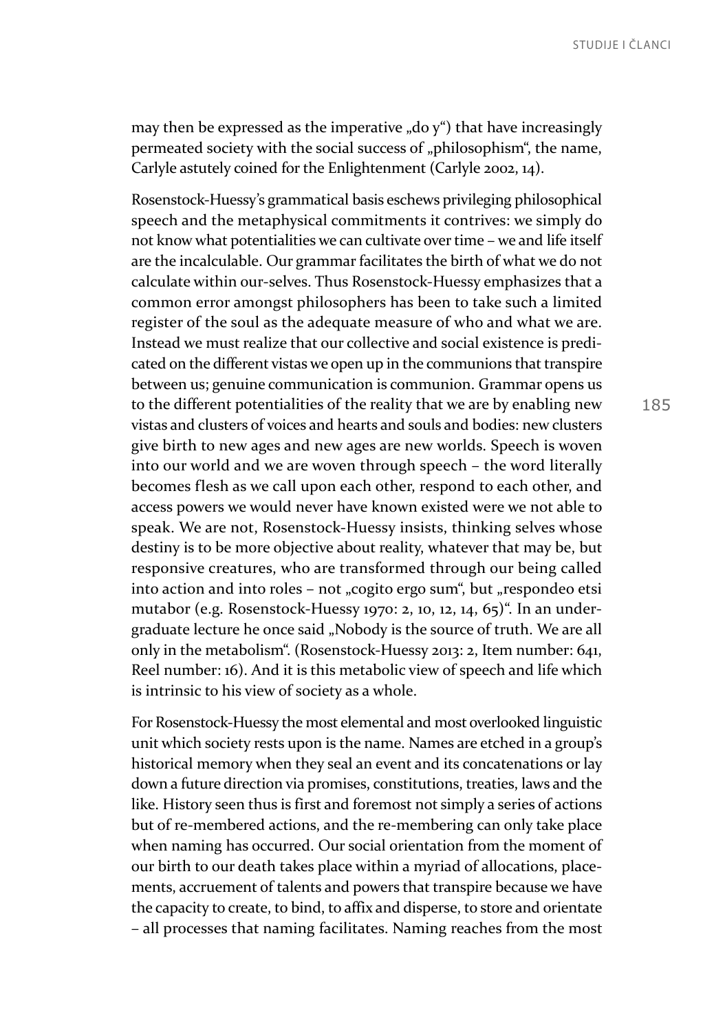may then be expressed as the imperative „do y") that have increasingly permeated society with the social success of „philosophism", the name, Carlyle astutely coined for the Enlightenment (Carlyle 2002, 14).

Rosenstock-Huessy's grammatical basis eschews privileging philosophical speech and the metaphysical commitments it contrives: we simply do not know what potentialities we can cultivate over time – we and life itself are the incalculable. Our grammar facilitates the birth of what we do not calculate within our-selves. Thus Rosenstock-Huessy emphasizes that a common error amongst philosophers has been to take such a limited register of the soul as the adequate measure of who and what we are. Instead we must realize that our collective and social existence is predicated on the different vistas we open up in the communions that transpire between us; genuine communication is communion. Grammar opens us to the different potentialities of the reality that we are by enabling new vistas and clusters of voices and hearts and souls and bodies: new clusters give birth to new ages and new ages are new worlds. Speech is woven into our world and we are woven through speech – the word literally becomes flesh as we call upon each other, respond to each other, and access powers we would never have known existed were we not able to speak. We are not, Rosenstock-Huessy insists, thinking selves whose destiny is to be more objective about reality, whatever that may be, but responsive creatures, who are transformed through our being called into action and into roles – not „cogito ergo sum", but „respondeo etsi mutabor (e.g. Rosenstock-Huessy 1970: 2, 10, 12, 14, 65)". In an undergraduate lecture he once said „Nobody is the source of truth. We are all only in the metabolism". (Rosenstock-Huessy 2013: 2, Item number: 641, Reel number: 16). And it is this metabolic view of speech and life which is intrinsic to his view of society as a whole.

For Rosenstock-Huessy the most elemental and most overlooked linguistic unit which society rests upon is the name. Names are etched in a group's historical memory when they seal an event and its concatenations or lay down a future direction via promises, constitutions, treaties, laws and the like. History seen thus is first and foremost not simply a series of actions but of re-membered actions, and the re-membering can only take place when naming has occurred. Our social orientation from the moment of our birth to our death takes place within a myriad of allocations, placements, accruement of talents and powers that transpire because we have the capacity to create, to bind, to affix and disperse, to store and orientate – all processes that naming facilitates. Naming reaches from the most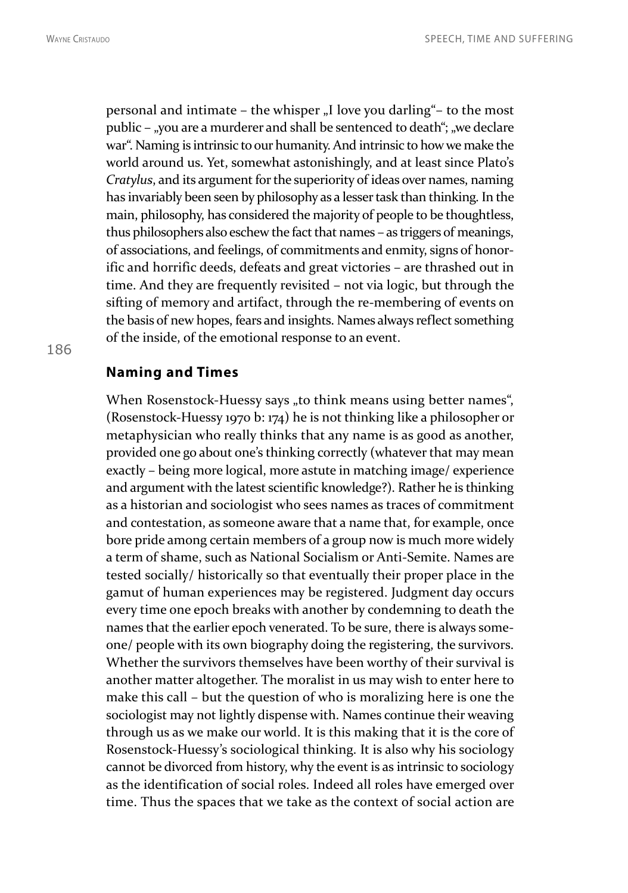personal and intimate – the whisper „I love you darling"– to the most public – „you are a murderer and shall be sentenced to death"; „we declare war". Naming is intrinsic to our humanity. And intrinsic to how we make the world around us. Yet, somewhat astonishingly, and at least since Plato's *Cratylus*, and its argument for the superiority of ideas over names, naming has invariably been seen by philosophy as a lesser task than thinking. In the main, philosophy, has considered the majority of people to be thoughtless, thus philosophers also eschew the fact that names – as triggers of meanings, of associations, and feelings, of commitments and enmity, signs of honorific and horrific deeds, defeats and great victories – are thrashed out in time. And they are frequently revisited – not via logic, but through the sifting of memory and artifact, through the re-membering of events on the basis of new hopes, fears and insights. Names always reflect something of the inside, of the emotional response to an event.

## Naming and Times

When Rosenstock-Huessy says „to think means using better names", (Rosenstock-Huessy 1970 b: 174) he is not thinking like a philosopher or metaphysician who really thinks that any name is as good as another, provided one go about one's thinking correctly (whatever that may mean exactly – being more logical, more astute in matching image/ experience and argument with the latest scientific knowledge?). Rather he is thinking as a historian and sociologist who sees names as traces of commitment and contestation, as someone aware that a name that, for example, once bore pride among certain members of a group now is much more widely a term of shame, such as National Socialism or Anti-Semite. Names are tested socially/ historically so that eventually their proper place in the gamut of human experiences may be registered. Judgment day occurs every time one epoch breaks with another by condemning to death the names that the earlier epoch venerated. To be sure, there is always someone/ people with its own biography doing the registering, the survivors. Whether the survivors themselves have been worthy of their survival is another matter altogether. The moralist in us may wish to enter here to make this call – but the question of who is moralizing here is one the sociologist may not lightly dispense with. Names continue their weaving through us as we make our world. It is this making that it is the core of Rosenstock-Huessy's sociological thinking. It is also why his sociology cannot be divorced from history, why the event is as intrinsic to sociology as the identification of social roles. Indeed all roles have emerged over time. Thus the spaces that we take as the context of social action are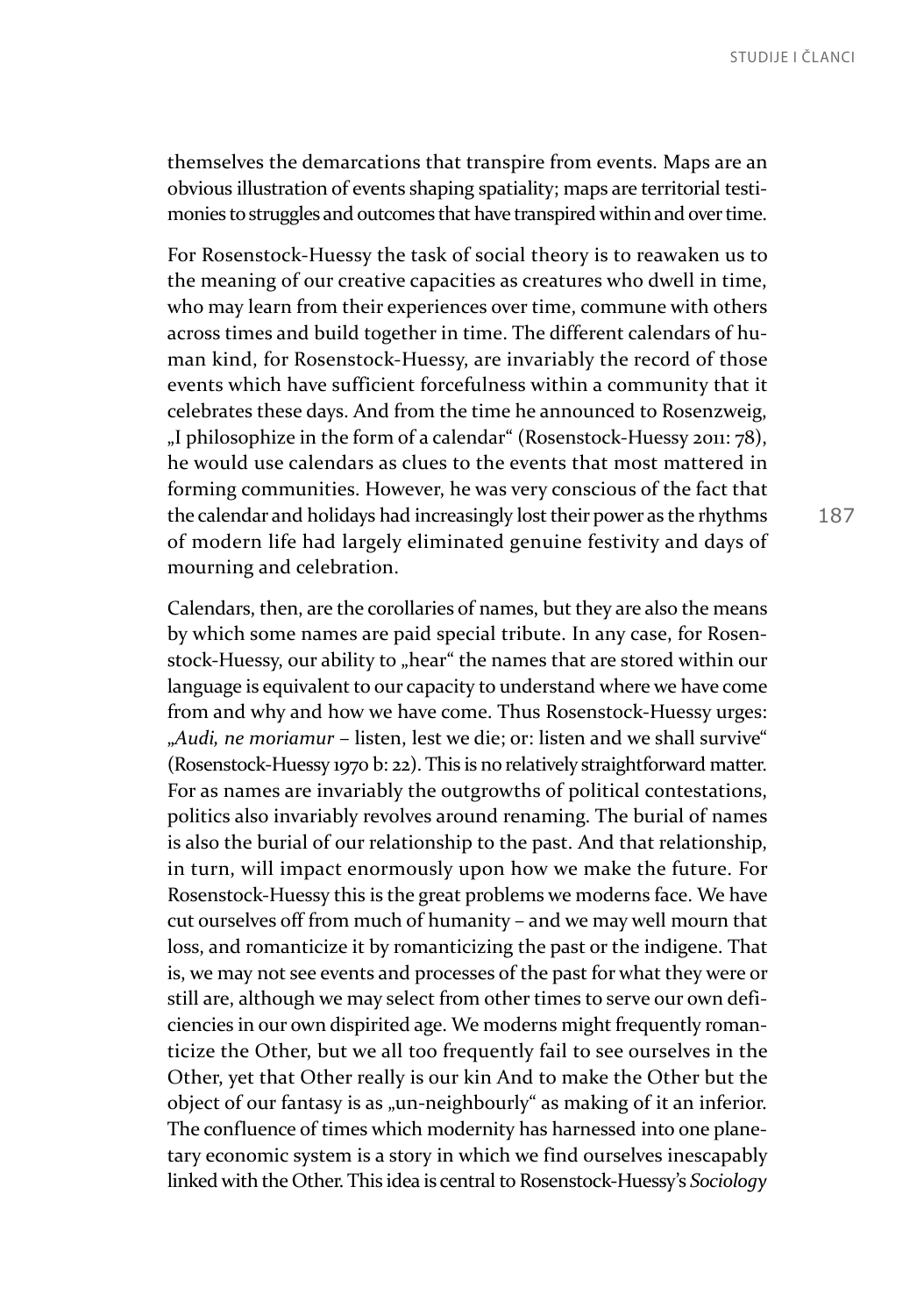themselves the demarcations that transpire from events. Maps are an obvious illustration of events shaping spatiality; maps are territorial testimonies to struggles and outcomes that have transpired within and over time.

For Rosenstock-Huessy the task of social theory is to reawaken us to the meaning of our creative capacities as creatures who dwell in time, who may learn from their experiences over time, commune with others across times and build together in time. The different calendars of human kind, for Rosenstock-Huessy, are invariably the record of those events which have sufficient forcefulness within a community that it celebrates these days. And from the time he announced to Rosenzweig, „I philosophize in the form of a calendar" (Rosenstock-Huessy 2011: 78), he would use calendars as clues to the events that most mattered in forming communities. However, he was very conscious of the fact that the calendar and holidays had increasingly lost their power as the rhythms of modern life had largely eliminated genuine festivity and days of mourning and celebration.

Calendars, then, are the corollaries of names, but they are also the means by which some names are paid special tribute. In any case, for Rosenstock-Huessy, our ability to „hear" the names that are stored within our language is equivalent to our capacity to understand where we have come from and why and how we have come. Thus Rosenstock-Huessy urges: „*Audi, ne moriamur* – listen, lest we die; or: listen and we shall survive" (Rosenstock-Huessy 1970 b: 22). This is no relatively straightforward matter. For as names are invariably the outgrowths of political contestations, politics also invariably revolves around renaming. The burial of names is also the burial of our relationship to the past. And that relationship, in turn, will impact enormously upon how we make the future. For Rosenstock-Huessy this is the great problems we moderns face. We have cut ourselves off from much of humanity – and we may well mourn that loss, and romanticize it by romanticizing the past or the indigene. That is, we may not see events and processes of the past for what they were or still are, although we may select from other times to serve our own deficiencies in our own dispirited age. We moderns might frequently romanticize the Other, but we all too frequently fail to see ourselves in the Other, yet that Other really is our kin And to make the Other but the object of our fantasy is as „un-neighbourly" as making of it an inferior. The confluence of times which modernity has harnessed into one planetary economic system is a story in which we find ourselves inescapably linked with the Other. This idea is central to Rosenstock-Huessy's *Sociology*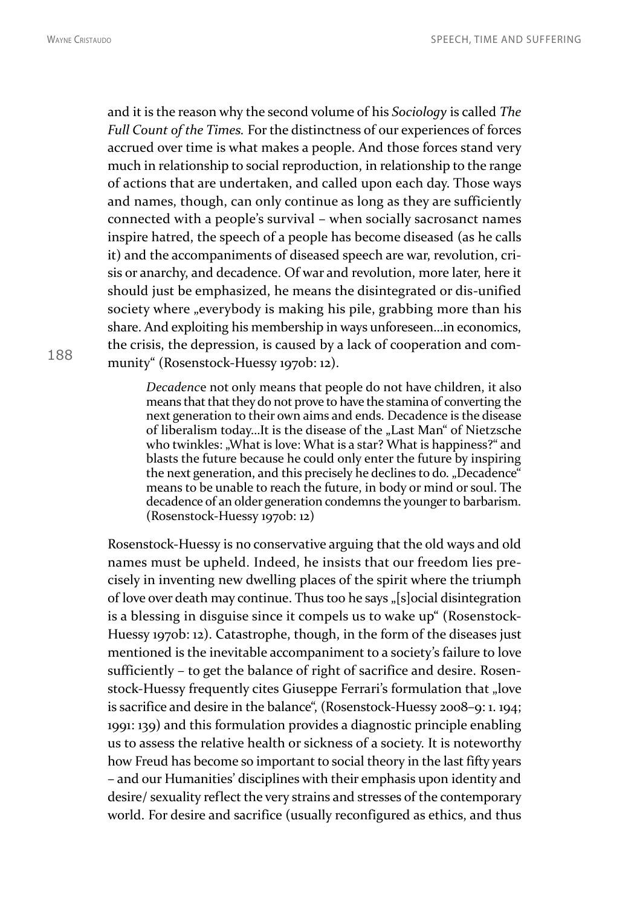and it is the reason why the second volume of his *Sociology* is called *The Full Count of the Times.* For the distinctness of our experiences of forces accrued over time is what makes a people. And those forces stand very much in relationship to social reproduction, in relationship to the range of actions that are undertaken, and called upon each day. Those ways and names, though, can only continue as long as they are sufficiently connected with a people's survival – when socially sacrosanct names inspire hatred, the speech of a people has become diseased (as he calls it) and the accompaniments of diseased speech are war, revolution, crisis or anarchy, and decadence. Of war and revolution, more later, here it should just be emphasized, he means the disintegrated or dis-unified society where „everybody is making his pile, grabbing more than his share. And exploiting his membership in ways unforeseen...in economics, the crisis, the depression, is caused by a lack of cooperation and community" (Rosenstock-Huessy 1970b: 12).

> *Decadenc*e not only means that people do not have children, it also means that that they do not prove to have the stamina of converting the next generation to their own aims and ends. Decadence is the disease of liberalism today...It is the disease of the „Last Man" of Nietzsche who twinkles: „What is love: What is a star? What is happiness?" and blasts the future because he could only enter the future by inspiring the next generation, and this precisely he declines to do. „Decadence" means to be unable to reach the future, in body or mind or soul. The decadence of an older generation condemns the younger to barbarism. (Rosenstock-Huessy 1970b: 12)

Rosenstock-Huessy is no conservative arguing that the old ways and old names must be upheld. Indeed, he insists that our freedom lies precisely in inventing new dwelling places of the spirit where the triumph of love over death may continue. Thus too he says „[s]ocial disintegration is a blessing in disguise since it compels us to wake up" (Rosenstock-Huessy 1970b: 12). Catastrophe, though, in the form of the diseases just mentioned is the inevitable accompaniment to a society's failure to love sufficiently – to get the balance of right of sacrifice and desire. Rosenstock-Huessy frequently cites Giuseppe Ferrari's formulation that „love is sacrifice and desire in the balance", (Rosenstock-Huessy 2008–9: 1. 194; 1991: 139) and this formulation provides a diagnostic principle enabling us to assess the relative health or sickness of a society. It is noteworthy how Freud has become so important to social theory in the last fifty years – and our Humanities' disciplines with their emphasis upon identity and desire/ sexuality reflect the very strains and stresses of the contemporary world. For desire and sacrifice (usually reconfigured as ethics, and thus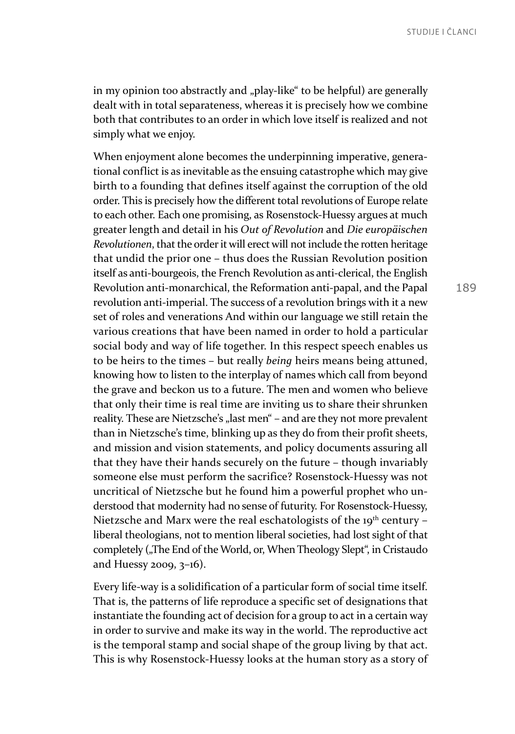in my opinion too abstractly and „play-like" to be helpful) are generally dealt with in total separateness, whereas it is precisely how we combine both that contributes to an order in which love itself is realized and not simply what we enjoy.

When enjoyment alone becomes the underpinning imperative, generational conflict is as inevitable as the ensuing catastrophe which may give birth to a founding that defines itself against the corruption of the old order. This is precisely how the different total revolutions of Europe relate to each other. Each one promising, as Rosenstock-Huessy argues at much greater length and detail in his *Out of Revolution* and *Die europäischen Revolutionen*, that the order it will erect will not include the rotten heritage that undid the prior one – thus does the Russian Revolution position itself as anti-bourgeois, the French Revolution as anti-clerical, the English Revolution anti-monarchical, the Reformation anti-papal, and the Papal revolution anti-imperial. The success of a revolution brings with it a new set of roles and venerations And within our language we still retain the various creations that have been named in order to hold a particular social body and way of life together. In this respect speech enables us to be heirs to the times – but really *being* heirs means being attuned, knowing how to listen to the interplay of names which call from beyond the grave and beckon us to a future. The men and women who believe that only their time is real time are inviting us to share their shrunken reality. These are Nietzsche's „last men" – and are they not more prevalent than in Nietzsche's time, blinking up as they do from their profit sheets, and mission and vision statements, and policy documents assuring all that they have their hands securely on the future – though invariably someone else must perform the sacrifice? Rosenstock-Huessy was not uncritical of Nietzsche but he found him a powerful prophet who understood that modernity had no sense of futurity. For Rosenstock-Huessy, Nietzsche and Marx were the real eschatologists of the 19th century – liberal theologians, not to mention liberal societies, had lost sight of that completely („The End of the World, or, When Theology Slept", in Cristaudo and Huessy 2009, 3–16).

Every life-way is a solidification of a particular form of social time itself. That is, the patterns of life reproduce a specific set of designations that instantiate the founding act of decision for a group to act in a certain way in order to survive and make its way in the world. The reproductive act is the temporal stamp and social shape of the group living by that act. This is why Rosenstock-Huessy looks at the human story as a story of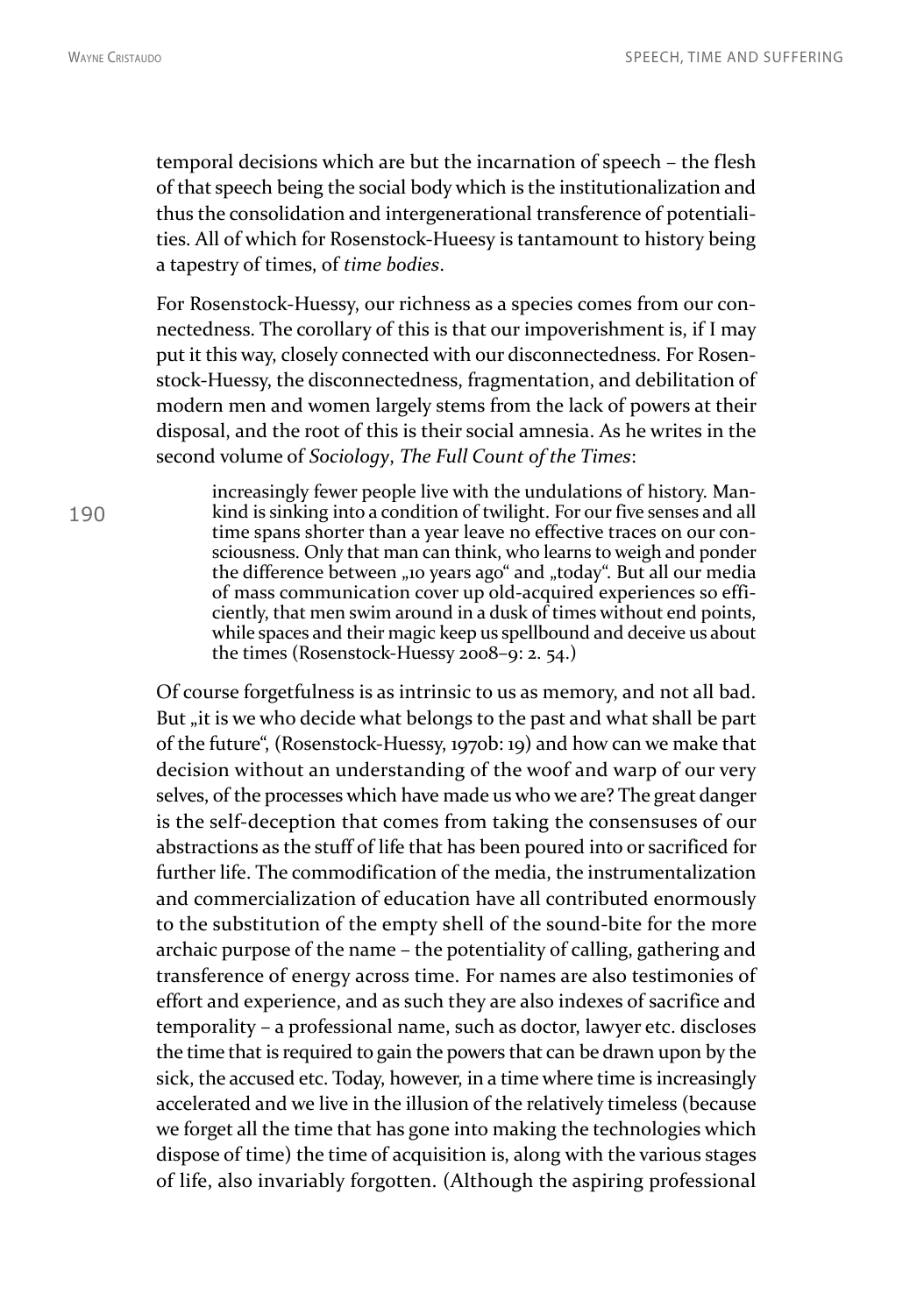temporal decisions which are but the incarnation of speech – the flesh of that speech being the social body which is the institutionalization and thus the consolidation and intergenerational transference of potentialities. All of which for Rosenstock-Hueesy is tantamount to history being a tapestry of times, of *time bodies*.

For Rosenstock-Huessy, our richness as a species comes from our connectedness. The corollary of this is that our impoverishment is, if I may put it this way, closely connected with our disconnectedness. For Rosenstock-Huessy, the disconnectedness, fragmentation, and debilitation of modern men and women largely stems from the lack of powers at their disposal, and the root of this is their social amnesia. As he writes in the second volume of *Sociology*, *The Full Count of the Times*:

> increasingly fewer people live with the undulations of history. Mankind is sinking into a condition of twilight. For our five senses and all time spans shorter than a year leave no effective traces on our consciousness. Only that man can think, who learns to weigh and ponder the difference between „10 years ago" and „today". But all our media of mass communication cover up old-acquired experiences so efficiently, that men swim around in a dusk of times without end points, while spaces and their magic keep us spellbound and deceive us about the times (Rosenstock-Huessy 2008–9: 2. 54.)

Of course forgetfulness is as intrinsic to us as memory, and not all bad. But „it is we who decide what belongs to the past and what shall be part of the future", (Rosenstock-Huessy, 1970b: 19) and how can we make that decision without an understanding of the woof and warp of our very selves, of the processes which have made us who we are? The great danger is the self-deception that comes from taking the consensuses of our abstractions as the stuff of life that has been poured into or sacrificed for further life. The commodification of the media, the instrumentalization and commercialization of education have all contributed enormously to the substitution of the empty shell of the sound-bite for the more archaic purpose of the name – the potentiality of calling, gathering and transference of energy across time. For names are also testimonies of effort and experience, and as such they are also indexes of sacrifice and temporality – a professional name, such as doctor, lawyer etc. discloses the time that is required to gain the powers that can be drawn upon by the sick, the accused etc. Today, however, in a time where time is increasingly accelerated and we live in the illusion of the relatively timeless (because we forget all the time that has gone into making the technologies which dispose of time) the time of acquisition is, along with the various stages of life, also invariably forgotten. (Although the aspiring professional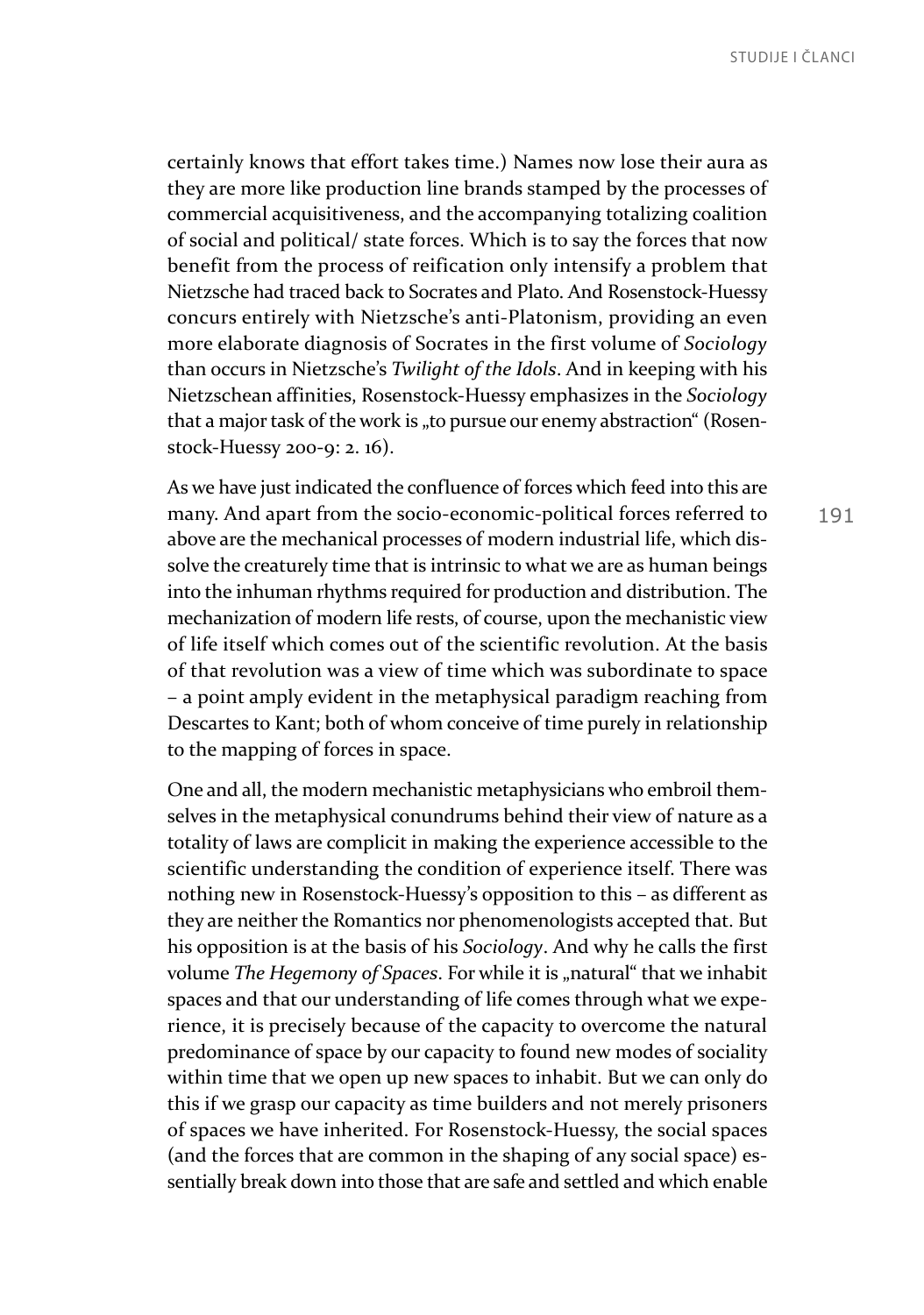certainly knows that effort takes time.) Names now lose their aura as they are more like production line brands stamped by the processes of commercial acquisitiveness, and the accompanying totalizing coalition of social and political/ state forces. Which is to say the forces that now benefit from the process of reification only intensify a problem that Nietzsche had traced back to Socrates and Plato. And Rosenstock-Huessy concurs entirely with Nietzsche's anti-Platonism, providing an even more elaborate diagnosis of Socrates in the first volume of *Sociology* than occurs in Nietzsche's *Twilight of the Idols*. And in keeping with his Nietzschean affinities, Rosenstock-Huessy emphasizes in the *Sociology* that a major task of the work is „to pursue our enemy abstraction" (Rosenstock-Huessy 200-9: 2. 16).

As we have just indicated the confluence of forces which feed into this are many. And apart from the socio-economic-political forces referred to above are the mechanical processes of modern industrial life, which dissolve the creaturely time that is intrinsic to what we are as human beings into the inhuman rhythms required for production and distribution. The mechanization of modern life rests, of course, upon the mechanistic view of life itself which comes out of the scientific revolution. At the basis of that revolution was a view of time which was subordinate to space – a point amply evident in the metaphysical paradigm reaching from Descartes to Kant; both of whom conceive of time purely in relationship to the mapping of forces in space.

One and all, the modern mechanistic metaphysicians who embroil themselves in the metaphysical conundrums behind their view of nature as a totality of laws are complicit in making the experience accessible to the scientific understanding the condition of experience itself. There was nothing new in Rosenstock-Huessy's opposition to this – as different as they are neither the Romantics nor phenomenologists accepted that. But his opposition is at the basis of his *Sociology*. And why he calls the first volume *The Hegemony of Spaces*. For while it is „natural" that we inhabit spaces and that our understanding of life comes through what we experience, it is precisely because of the capacity to overcome the natural predominance of space by our capacity to found new modes of sociality within time that we open up new spaces to inhabit. But we can only do this if we grasp our capacity as time builders and not merely prisoners of spaces we have inherited. For Rosenstock-Huessy, the social spaces (and the forces that are common in the shaping of any social space) essentially break down into those that are safe and settled and which enable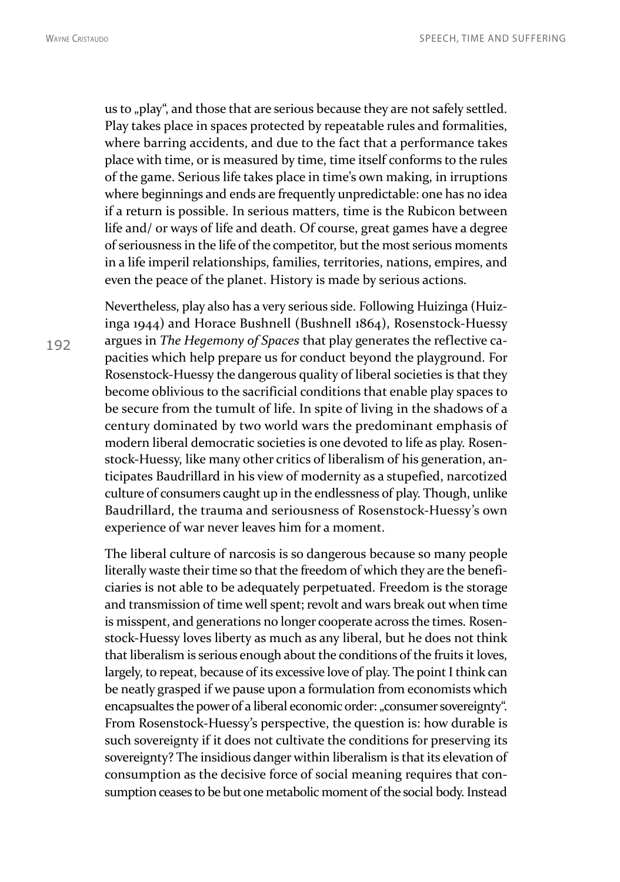us to „play", and those that are serious because they are not safely settled. Play takes place in spaces protected by repeatable rules and formalities, where barring accidents, and due to the fact that a performance takes place with time, or is measured by time, time itself conforms to the rules of the game. Serious life takes place in time's own making, in irruptions where beginnings and ends are frequently unpredictable: one has no idea if a return is possible. In serious matters, time is the Rubicon between life and/ or ways of life and death. Of course, great games have a degree of seriousness in the life of the competitor, but the most serious moments in a life imperil relationships, families, territories, nations, empires, and even the peace of the planet. History is made by serious actions.

Nevertheless, play also has a very serious side. Following Huizinga (Huizinga 1944) and Horace Bushnell (Bushnell 1864), Rosenstock-Huessy argues in *The Hegemony of Spaces* that play generates the reflective capacities which help prepare us for conduct beyond the playground. For Rosenstock-Huessy the dangerous quality of liberal societies is that they become oblivious to the sacrificial conditions that enable play spaces to be secure from the tumult of life. In spite of living in the shadows of a century dominated by two world wars the predominant emphasis of modern liberal democratic societies is one devoted to life as play. Rosenstock-Huessy, like many other critics of liberalism of his generation, anticipates Baudrillard in his view of modernity as a stupefied, narcotized culture of consumers caught up in the endlessness of play. Though, unlike Baudrillard, the trauma and seriousness of Rosenstock-Huessy's own experience of war never leaves him for a moment.

The liberal culture of narcosis is so dangerous because so many people literally waste their time so that the freedom of which they are the beneficiaries is not able to be adequately perpetuated. Freedom is the storage and transmission of time well spent; revolt and wars break out when time is misspent, and generations no longer cooperate across the times. Rosenstock-Huessy loves liberty as much as any liberal, but he does not think that liberalism is serious enough about the conditions of the fruits it loves, largely, to repeat, because of its excessive love of play. The point I think can be neatly grasped if we pause upon a formulation from economists which encapsualtes the power of a liberal economic order: „consumer sovereignty". From Rosenstock-Huessy's perspective, the question is: how durable is such sovereignty if it does not cultivate the conditions for preserving its sovereignty? The insidious danger within liberalism is that its elevation of consumption as the decisive force of social meaning requires that consumption ceases to be but one metabolic moment of the social body. Instead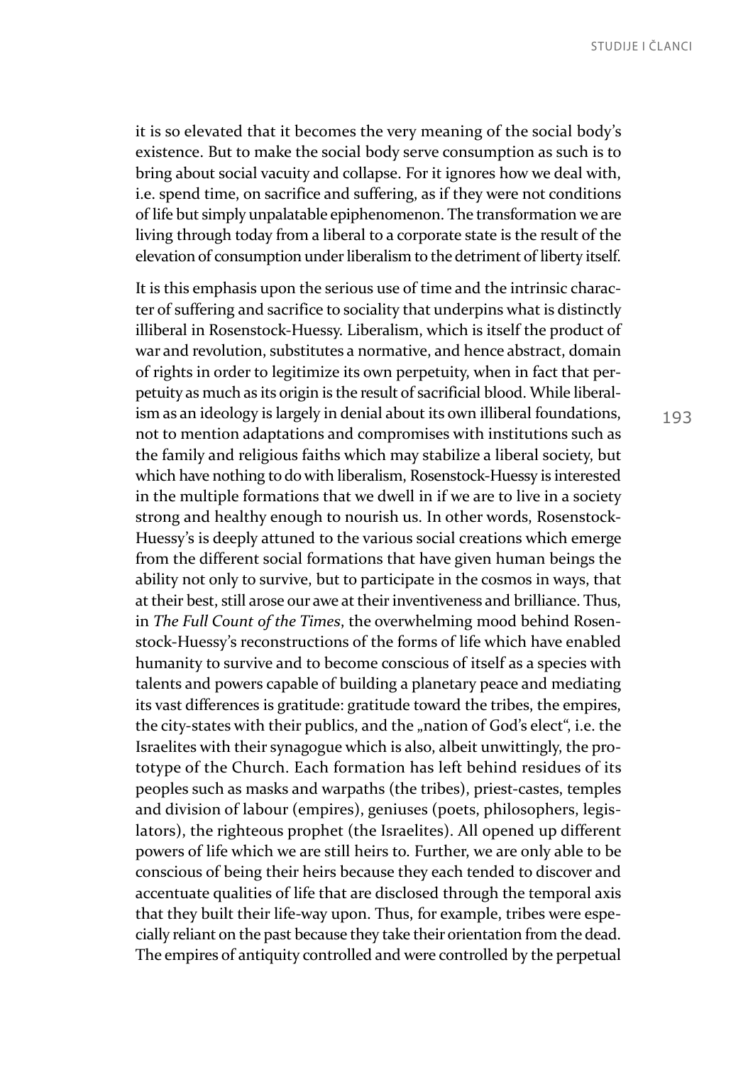it is so elevated that it becomes the very meaning of the social body's existence. But to make the social body serve consumption as such is to bring about social vacuity and collapse. For it ignores how we deal with, i.e. spend time, on sacrifice and suffering, as if they were not conditions of life but simply unpalatable epiphenomenon. The transformation we are living through today from a liberal to a corporate state is the result of the elevation of consumption under liberalism to the detriment of liberty itself.

It is this emphasis upon the serious use of time and the intrinsic character of suffering and sacrifice to sociality that underpins what is distinctly illiberal in Rosenstock-Huessy. Liberalism, which is itself the product of war and revolution, substitutes a normative, and hence abstract, domain of rights in order to legitimize its own perpetuity, when in fact that perpetuity as much as its origin is the result of sacrificial blood. While liberalism as an ideology is largely in denial about its own illiberal foundations, not to mention adaptations and compromises with institutions such as the family and religious faiths which may stabilize a liberal society, but which have nothing to do with liberalism, Rosenstock-Huessy is interested in the multiple formations that we dwell in if we are to live in a society strong and healthy enough to nourish us. In other words, Rosenstock-Huessy's is deeply attuned to the various social creations which emerge from the different social formations that have given human beings the ability not only to survive, but to participate in the cosmos in ways, that at their best, still arose our awe at their inventiveness and brilliance. Thus, in *The Full Count of the Times*, the overwhelming mood behind Rosenstock-Huessy's reconstructions of the forms of life which have enabled humanity to survive and to become conscious of itself as a species with talents and powers capable of building a planetary peace and mediating its vast differences is gratitude: gratitude toward the tribes, the empires, the city-states with their publics, and the „nation of God's elect", i.e. the Israelites with their synagogue which is also, albeit unwittingly, the prototype of the Church. Each formation has left behind residues of its peoples such as masks and warpaths (the tribes), priest-castes, temples and division of labour (empires), geniuses (poets, philosophers, legislators), the righteous prophet (the Israelites). All opened up different powers of life which we are still heirs to. Further, we are only able to be conscious of being their heirs because they each tended to discover and accentuate qualities of life that are disclosed through the temporal axis that they built their life-way upon. Thus, for example, tribes were especially reliant on the past because they take their orientation from the dead. The empires of antiquity controlled and were controlled by the perpetual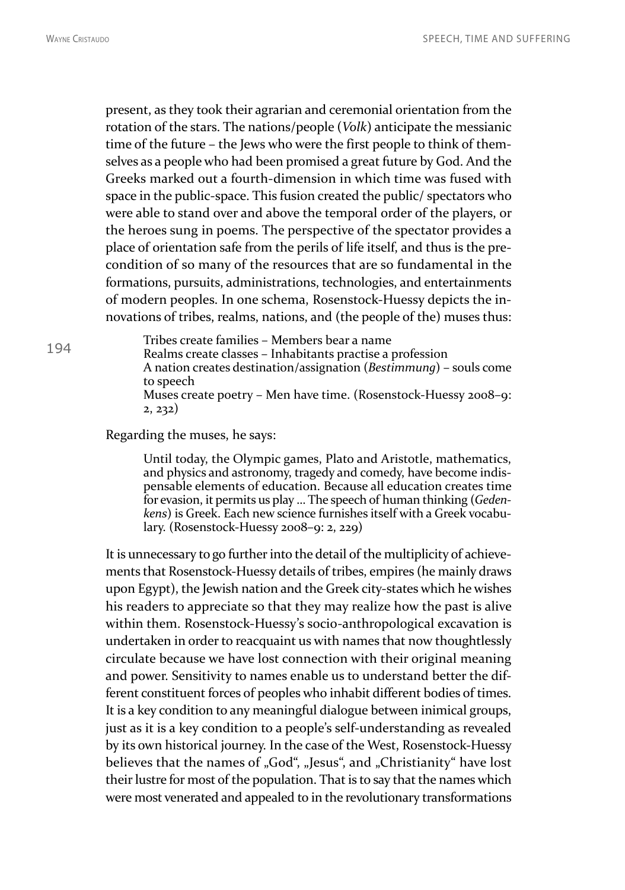present, as they took their agrarian and ceremonial orientation from the rotation of the stars. The nations/people (*Volk*) anticipate the messianic time of the future – the Jews who were the first people to think of themselves as a people who had been promised a great future by God. And the Greeks marked out a fourth-dimension in which time was fused with space in the public-space. This fusion created the public/ spectators who were able to stand over and above the temporal order of the players, or the heroes sung in poems. The perspective of the spectator provides a place of orientation safe from the perils of life itself, and thus is the precondition of so many of the resources that are so fundamental in the formations, pursuits, administrations, technologies, and entertainments of modern peoples. In one schema, Rosenstock-Huessy depicts the innovations of tribes, realms, nations, and (the people of the) muses thus:

> Tribes create families – Members bear a name
> Realms create classes – Inhabitants practise a profession
> A nation creates destination/assignation (*Bestimmung*) – souls come to speech
> Muses create poetry – Men have time. (Rosenstock-Huessy 2008–9: 2, 232)

Regarding the muses, he says:

> Until today, the Olympic games, Plato and Aristotle, mathematics, and physics and astronomy, tragedy and comedy, have become indispensable elements of education. Because all education creates time for evasion, it permits us play ... The speech of human thinking (*Gedenkens*) is Greek. Each new science furnishes itself with a Greek vocabulary. (Rosenstock-Huessy 2008–9: 2, 229)

It is unnecessary to go further into the detail of the multiplicity of achievements that Rosenstock-Huessy details of tribes, empires (he mainly draws upon Egypt), the Jewish nation and the Greek city-states which he wishes his readers to appreciate so that they may realize how the past is alive within them. Rosenstock-Huessy's socio-anthropological excavation is undertaken in order to reacquaint us with names that now thoughtlessly circulate because we have lost connection with their original meaning and power. Sensitivity to names enable us to understand better the different constituent forces of peoples who inhabit different bodies of times. It is a key condition to any meaningful dialogue between inimical groups, just as it is a key condition to a people's self-understanding as revealed by its own historical journey. In the case of the West, Rosenstock-Huessy believes that the names of „God", „Jesus", and „Christianity" have lost their lustre for most of the population. That is to say that the names which were most venerated and appealed to in the revolutionary transformations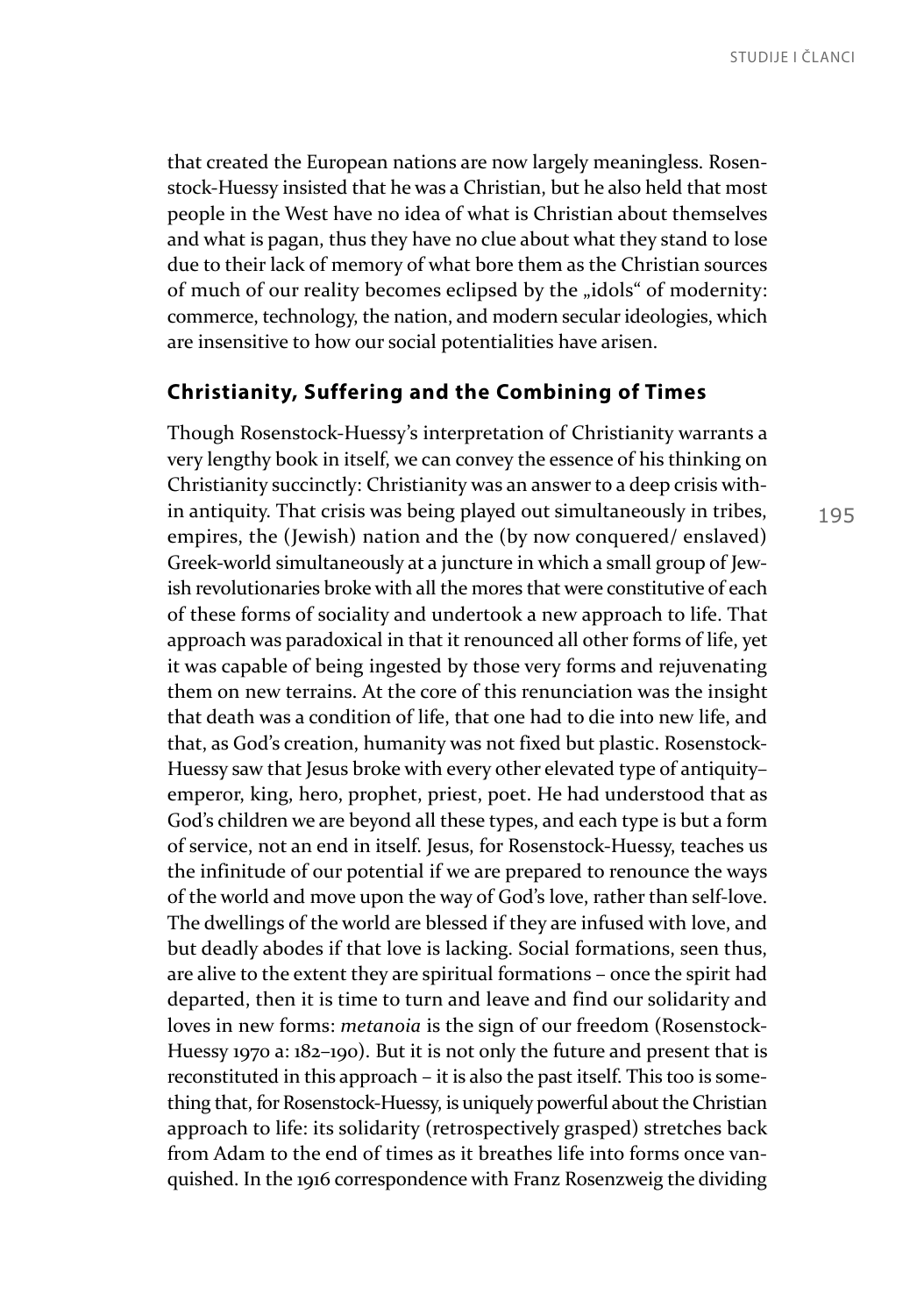that created the European nations are now largely meaningless. Rosenstock-Huessy insisted that he was a Christian, but he also held that most people in the West have no idea of what is Christian about themselves and what is pagan, thus they have no clue about what they stand to lose due to their lack of memory of what bore them as the Christian sources of much of our reality becomes eclipsed by the „idols" of modernity: commerce, technology, the nation, and modern secular ideologies, which are insensitive to how our social potentialities have arisen.

## Christianity, Suffering and the Combining of Times

Though Rosenstock-Huessy's interpretation of Christianity warrants a very lengthy book in itself, we can convey the essence of his thinking on Christianity succinctly: Christianity was an answer to a deep crisis within antiquity. That crisis was being played out simultaneously in tribes, empires, the (Jewish) nation and the (by now conquered/ enslaved) Greek-world simultaneously at a juncture in which a small group of Jewish revolutionaries broke with all the mores that were constitutive of each of these forms of sociality and undertook a new approach to life. That approach was paradoxical in that it renounced all other forms of life, yet it was capable of being ingested by those very forms and rejuvenating them on new terrains. At the core of this renunciation was the insight that death was a condition of life, that one had to die into new life, and that, as God's creation, humanity was not fixed but plastic. Rosenstock-Huessy saw that Jesus broke with every other elevated type of antiquity– emperor, king, hero, prophet, priest, poet. He had understood that as God's children we are beyond all these types, and each type is but a form of service, not an end in itself. Jesus, for Rosenstock-Huessy, teaches us the infinitude of our potential if we are prepared to renounce the ways of the world and move upon the way of God's love, rather than self-love. The dwellings of the world are blessed if they are infused with love, and but deadly abodes if that love is lacking. Social formations, seen thus, are alive to the extent they are spiritual formations – once the spirit had departed, then it is time to turn and leave and find our solidarity and loves in new forms: *metanoia* is the sign of our freedom (Rosenstock-Huessy 1970 a: 182–190). But it is not only the future and present that is reconstituted in this approach – it is also the past itself. This too is something that, for Rosenstock-Huessy, is uniquely powerful about the Christian approach to life: its solidarity (retrospectively grasped) stretches back from Adam to the end of times as it breathes life into forms once vanquished. In the 1916 correspondence with Franz Rosenzweig the dividing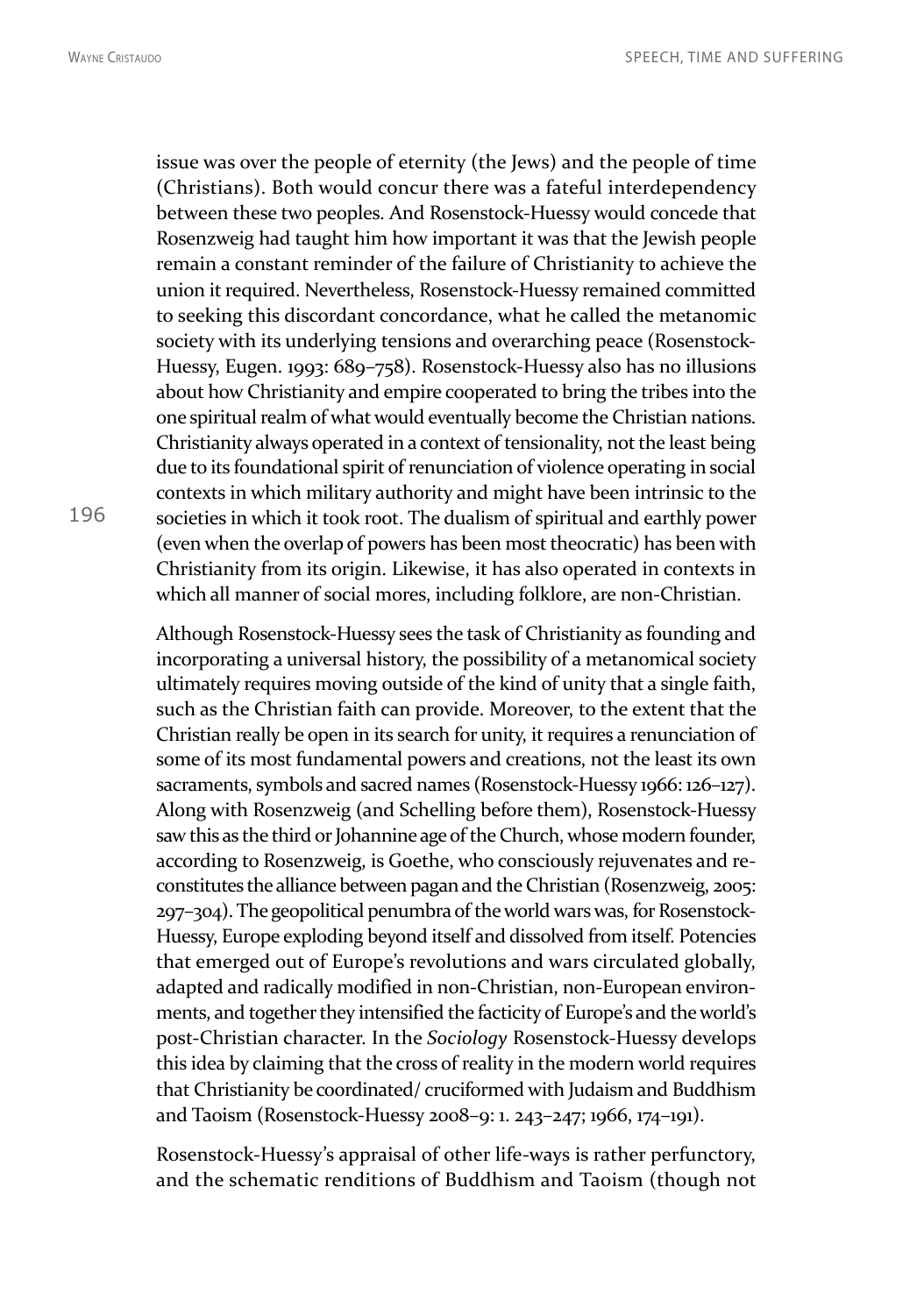issue was over the people of eternity (the Jews) and the people of time (Christians). Both would concur there was a fateful interdependency between these two peoples. And Rosenstock-Huessy would concede that Rosenzweig had taught him how important it was that the Jewish people remain a constant reminder of the failure of Christianity to achieve the union it required. Nevertheless, Rosenstock-Huessy remained committed to seeking this discordant concordance, what he called the metanomic society with its underlying tensions and overarching peace (Rosenstock-Huessy, Eugen. 1993: 689–758). Rosenstock-Huessy also has no illusions about how Christianity and empire cooperated to bring the tribes into the one spiritual realm of what would eventually become the Christian nations. Christianity always operated in a context of tensionality, not the least being due to its foundational spirit of renunciation of violence operating in social contexts in which military authority and might have been intrinsic to the societies in which it took root. The dualism of spiritual and earthly power (even when the overlap of powers has been most theocratic) has been with Christianity from its origin. Likewise, it has also operated in contexts in which all manner of social mores, including folklore, are non-Christian.

Although Rosenstock-Huessy sees the task of Christianity as founding and incorporating a universal history, the possibility of a metanomical society ultimately requires moving outside of the kind of unity that a single faith, such as the Christian faith can provide. Moreover, to the extent that the Christian really be open in its search for unity, it requires a renunciation of some of its most fundamental powers and creations, not the least its own sacraments, symbols and sacred names (Rosenstock-Huessy 1966: 126–127). Along with Rosenzweig (and Schelling before them), Rosenstock-Huessy saw this as the third or Johannine age of the Church, whose modern founder, according to Rosenzweig, is Goethe, who consciously rejuvenates and re-constitutes the alliance between pagan and the Christian (Rosenzweig, 2005: 297–304). The geopolitical penumbra of the world wars was, for Rosenstock-Huessy, Europe exploding beyond itself and dissolved from itself. Potencies that emerged out of Europe's revolutions and wars circulated globally, adapted and radically modified in non-Christian, non-European environments, and together they intensified the facticity of Europe's and the world's post-Christian character. In the *Sociology* Rosenstock-Huessy develops this idea by claiming that the cross of reality in the modern world requires that Christianity be coordinated/ cruciformed with Judaism and Buddhism and Taoism (Rosenstock-Huessy 2008–9: 1. 243–247; 1966, 174–191).

Rosenstock-Huessy's appraisal of other life-ways is rather perfunctory, and the schematic renditions of Buddhism and Taoism (though not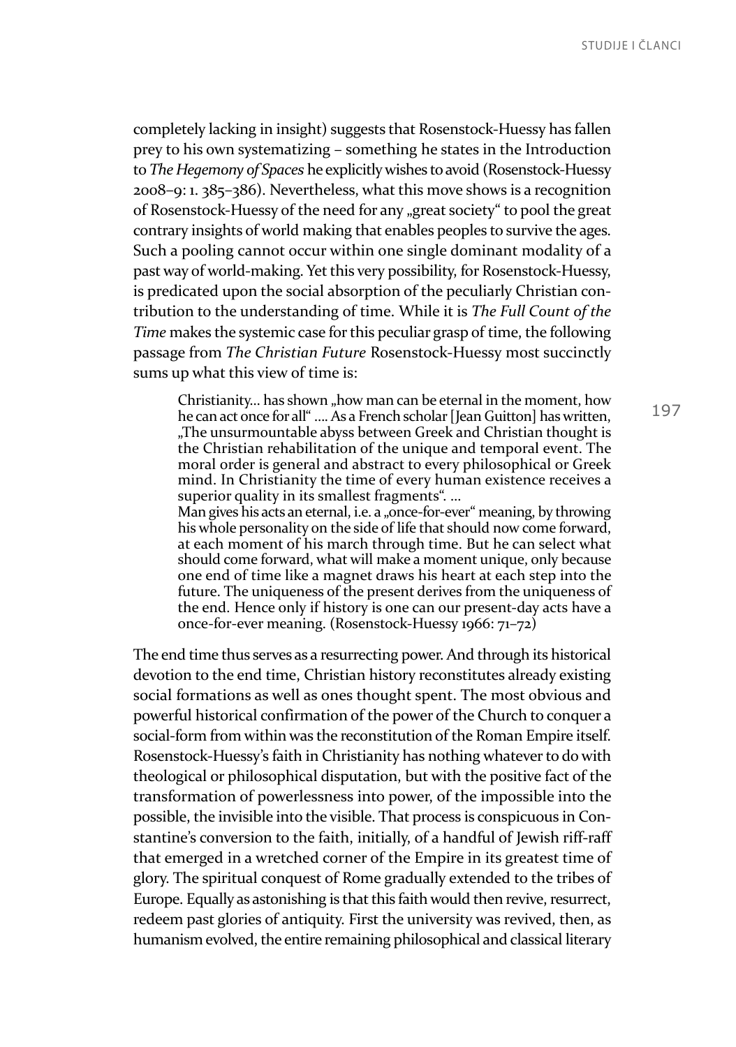completely lacking in insight) suggests that Rosenstock-Huessy has fallen prey to his own systematizing – something he states in the Introduction to *The Hegemony of Spaces* he explicitly wishes to avoid (Rosenstock-Huessy 2008–9: 1. 385–386). Nevertheless, what this move shows is a recognition of Rosenstock-Huessy of the need for any „great society" to pool the great contrary insights of world making that enables peoples to survive the ages. Such a pooling cannot occur within one single dominant modality of a past way of world-making. Yet this very possibility, for Rosenstock-Huessy, is predicated upon the social absorption of the peculiarly Christian contribution to the understanding of time. While it is *The Full Count of the Time* makes the systemic case for this peculiar grasp of time, the following passage from *The Christian Future* Rosenstock-Huessy most succinctly sums up what this view of time is:

> Christianity... has shown „how man can be eternal in the moment, how he can act once for all" .... As a French scholar [Jean Guitton] has written, „The unsurmountable abyss between Greek and Christian thought is the Christian rehabilitation of the unique and temporal event. The moral order is general and abstract to every philosophical or Greek mind. In Christianity the time of every human existence receives a superior quality in its smallest fragments". ...
> Man gives his acts an eternal, i.e. a „once-for-ever" meaning, by throwing his whole personality on the side of life that should now come forward, at each moment of his march through time. But he can select what should come forward, what will make a moment unique, only because one end of time like a magnet draws his heart at each step into the future. The uniqueness of the present derives from the uniqueness of the end. Hence only if history is one can our present-day acts have a once-for-ever meaning. (Rosenstock-Huessy 1966: 71–72)

The end time thus serves as a resurrecting power. And through its historical devotion to the end time, Christian history reconstitutes already existing social formations as well as ones thought spent. The most obvious and powerful historical confirmation of the power of the Church to conquer a social-form from within was the reconstitution of the Roman Empire itself. Rosenstock-Huessy's faith in Christianity has nothing whatever to do with theological or philosophical disputation, but with the positive fact of the transformation of powerlessness into power, of the impossible into the possible, the invisible into the visible. That process is conspicuous in Constantine's conversion to the faith, initially, of a handful of Jewish riff-raff that emerged in a wretched corner of the Empire in its greatest time of glory. The spiritual conquest of Rome gradually extended to the tribes of Europe. Equally as astonishing is that this faith would then revive, resurrect, redeem past glories of antiquity. First the university was revived, then, as humanism evolved, the entire remaining philosophical and classical literary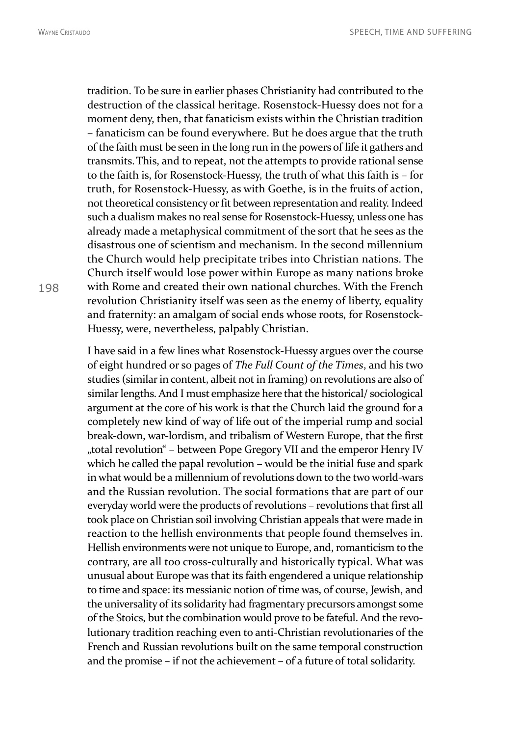tradition. To be sure in earlier phases Christianity had contributed to the destruction of the classical heritage. Rosenstock-Huessy does not for a moment deny, then, that fanaticism exists within the Christian tradition – fanaticism can be found everywhere. But he does argue that the truth of the faith must be seen in the long run in the powers of life it gathers and transmits. This, and to repeat, not the attempts to provide rational sense to the faith is, for Rosenstock-Huessy, the truth of what this faith is – for truth, for Rosenstock-Huessy, as with Goethe, is in the fruits of action, not theoretical consistency or fit between representation and reality. Indeed such a dualism makes no real sense for Rosenstock-Huessy, unless one has already made a metaphysical commitment of the sort that he sees as the disastrous one of scientism and mechanism. In the second millennium the Church would help precipitate tribes into Christian nations. The Church itself would lose power within Europe as many nations broke with Rome and created their own national churches. With the French revolution Christianity itself was seen as the enemy of liberty, equality and fraternity: an amalgam of social ends whose roots, for Rosenstock-Huessy, were, nevertheless, palpably Christian.

I have said in a few lines what Rosenstock-Huessy argues over the course of eight hundred or so pages of *The Full Count of the Times*, and his two studies (similar in content, albeit not in framing) on revolutions are also of similar lengths. And I must emphasize here that the historical/ sociological argument at the core of his work is that the Church laid the ground for a completely new kind of way of life out of the imperial rump and social break-down, war-lordism, and tribalism of Western Europe, that the first „total revolution" – between Pope Gregory VII and the emperor Henry IV which he called the papal revolution – would be the initial fuse and spark in what would be a millennium of revolutions down to the two world-wars and the Russian revolution. The social formations that are part of our everyday world were the products of revolutions – revolutions that first all took place on Christian soil involving Christian appeals that were made in reaction to the hellish environments that people found themselves in. Hellish environments were not unique to Europe, and, romanticism to the contrary, are all too cross-culturally and historically typical. What was unusual about Europe was that its faith engendered a unique relationship to time and space: its messianic notion of time was, of course, Jewish, and the universality of its solidarity had fragmentary precursors amongst some of the Stoics, but the combination would prove to be fateful. And the revolutionary tradition reaching even to anti-Christian revolutionaries of the French and Russian revolutions built on the same temporal construction and the promise – if not the achievement – of a future of total solidarity.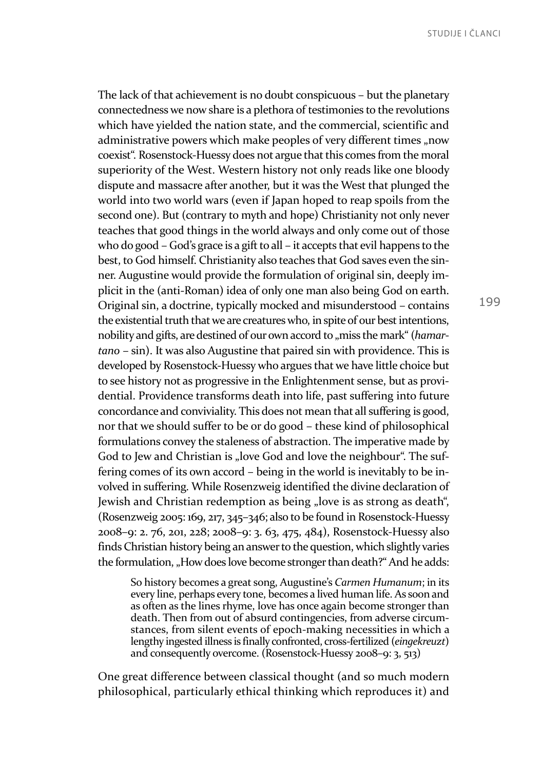The lack of that achievement is no doubt conspicuous – but the planetary connectedness we now share is a plethora of testimonies to the revolutions which have yielded the nation state, and the commercial, scientific and administrative powers which make peoples of very different times „now coexist". Rosenstock-Huessy does not argue that this comes from the moral superiority of the West. Western history not only reads like one bloody dispute and massacre after another, but it was the West that plunged the world into two world wars (even if Japan hoped to reap spoils from the second one). But (contrary to myth and hope) Christianity not only never teaches that good things in the world always and only come out of those who do good – God's grace is a gift to all – it accepts that evil happens to the best, to God himself. Christianity also teaches that God saves even the sinner. Augustine would provide the formulation of original sin, deeply implicit in the (anti-Roman) idea of only one man also being God on earth. Original sin, a doctrine, typically mocked and misunderstood – contains the existential truth that we are creatures who, in spite of our best intentions, nobility and gifts, are destined of our own accord to „miss the mark" (*hamartano* – sin). It was also Augustine that paired sin with providence. This is developed by Rosenstock-Huessy who argues that we have little choice but to see history not as progressive in the Enlightenment sense, but as providential. Providence transforms death into life, past suffering into future concordance and conviviality. This does not mean that all suffering is good, nor that we should suffer to be or do good – these kind of philosophical formulations convey the staleness of abstraction. The imperative made by God to Jew and Christian is „love God and love the neighbour". The suffering comes of its own accord – being in the world is inevitably to be involved in suffering. While Rosenzweig identified the divine declaration of Jewish and Christian redemption as being „love is as strong as death", (Rosenzweig 2005: 169, 217, 345–346; also to be found in Rosenstock-Huessy 2008–9: 2. 76, 201, 228; 2008–9: 3. 63, 475, 484), Rosenstock-Huessy also finds Christian history being an answer to the question, which slightly varies the formulation, „How does love become stronger than death?" And he adds:

> So history becomes a great song, Augustine's *Carmen Humanum*; in its every line, perhaps every tone, becomes a lived human life. As soon and as often as the lines rhyme, love has once again become stronger than death. Then from out of absurd contingencies, from adverse circumstances, from silent events of epoch-making necessities in which a lengthy ingested illness is finally confronted, cross-fertilized (*eingekreuzt*) and consequently overcome. (Rosenstock-Huessy 2008–9: 3, 513)

One great difference between classical thought (and so much modern philosophical, particularly ethical thinking which reproduces it) and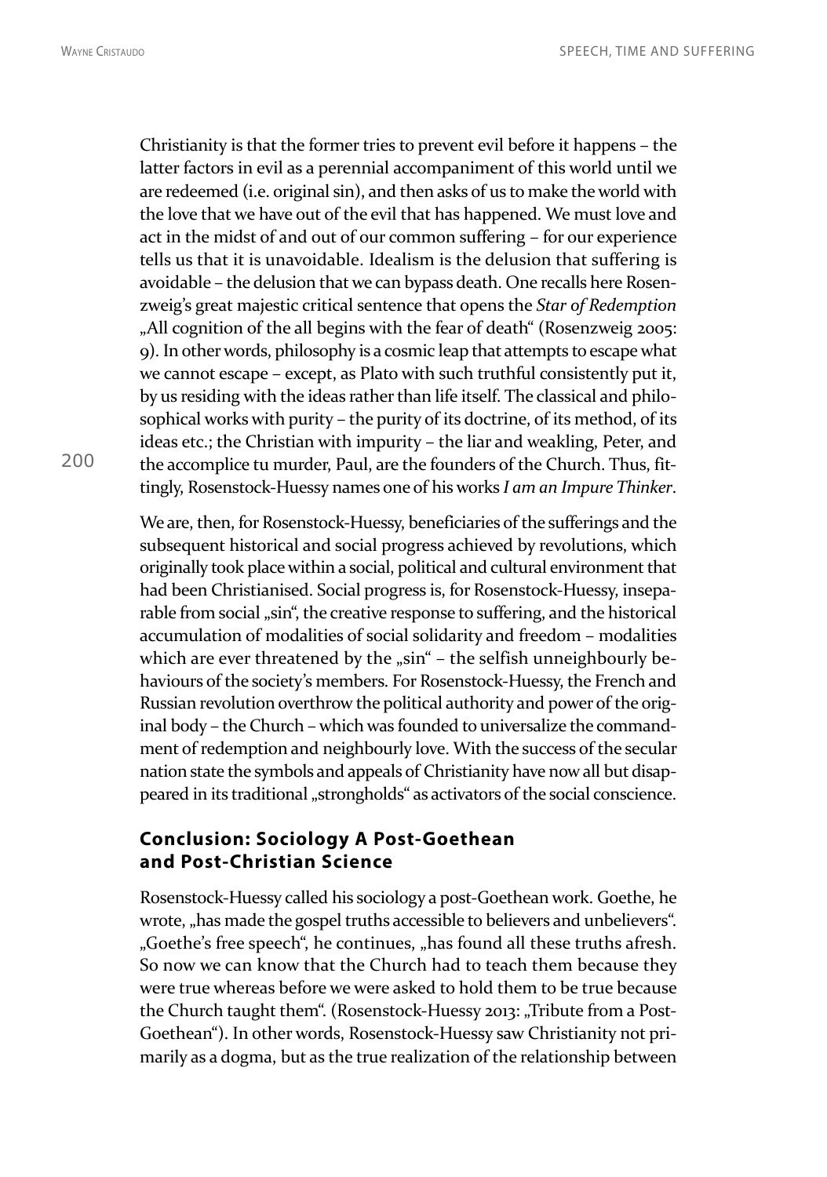Christianity is that the former tries to prevent evil before it happens – the latter factors in evil as a perennial accompaniment of this world until we are redeemed (i.e. original sin), and then asks of us to make the world with the love that we have out of the evil that has happened. We must love and act in the midst of and out of our common suffering – for our experience tells us that it is unavoidable. Idealism is the delusion that suffering is avoidable – the delusion that we can bypass death. One recalls here Rosenzweig's great majestic critical sentence that opens the *Star of Redemption* „All cognition of the all begins with the fear of death" (Rosenzweig 2005: 9). In other words, philosophy is a cosmic leap that attempts to escape what we cannot escape – except, as Plato with such truthful consistently put it, by us residing with the ideas rather than life itself. The classical and philosophical works with purity – the purity of its doctrine, of its method, of its ideas etc.; the Christian with impurity – the liar and weakling, Peter, and the accomplice tu murder, Paul, are the founders of the Church. Thus, fittingly, Rosenstock-Huessy names one of his works *I am an Impure Thinker*.

We are, then, for Rosenstock-Huessy, beneficiaries of the sufferings and the subsequent historical and social progress achieved by revolutions, which originally took place within a social, political and cultural environment that had been Christianised. Social progress is, for Rosenstock-Huessy, inseparable from social „sin", the creative response to suffering, and the historical accumulation of modalities of social solidarity and freedom – modalities which are ever threatened by the „sin" – the selfish unneighbourly behaviours of the society's members. For Rosenstock-Huessy, the French and Russian revolution overthrow the political authority and power of the original body – the Church – which was founded to universalize the commandment of redemption and neighbourly love. With the success of the secular nation state the symbols and appeals of Christianity have now all but disappeared in its traditional „strongholds" as activators of the social conscience.

## Conclusion: Sociology A Post-Goethean and Post-Christian Science

Rosenstock-Huessy called his sociology a post-Goethean work. Goethe, he wrote, „has made the gospel truths accessible to believers and unbelievers". „Goethe's free speech", he continues, „has found all these truths afresh. So now we can know that the Church had to teach them because they were true whereas before we were asked to hold them to be true because the Church taught them". (Rosenstock-Huessy 2013: „Tribute from a Post-Goethean"). In other words, Rosenstock-Huessy saw Christianity not primarily as a dogma, but as the true realization of the relationship between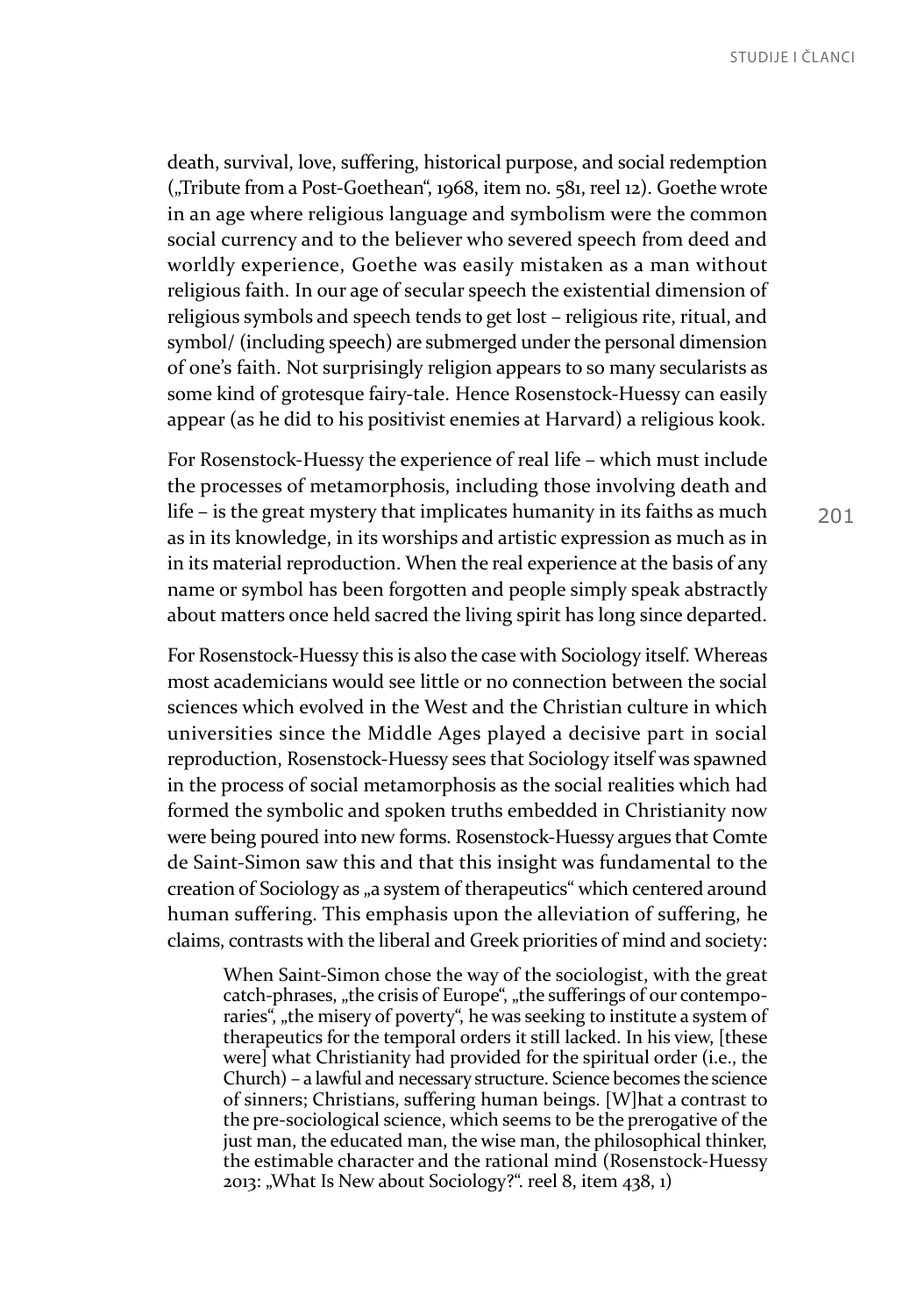death, survival, love, suffering, historical purpose, and social redemption („Tribute from a Post-Goethean", 1968, item no. 581, reel 12). Goethe wrote in an age where religious language and symbolism were the common social currency and to the believer who severed speech from deed and worldly experience, Goethe was easily mistaken as a man without religious faith. In our age of secular speech the existential dimension of religious symbols and speech tends to get lost – religious rite, ritual, and symbol/ (including speech) are submerged under the personal dimension of one's faith. Not surprisingly religion appears to so many secularists as some kind of grotesque fairy-tale. Hence Rosenstock-Huessy can easily appear (as he did to his positivist enemies at Harvard) a religious kook.

For Rosenstock-Huessy the experience of real life – which must include the processes of metamorphosis, including those involving death and life – is the great mystery that implicates humanity in its faiths as much as in its knowledge, in its worships and artistic expression as much as in in its material reproduction. When the real experience at the basis of any name or symbol has been forgotten and people simply speak abstractly about matters once held sacred the living spirit has long since departed.

For Rosenstock-Huessy this is also the case with Sociology itself. Whereas most academicians would see little or no connection between the social sciences which evolved in the West and the Christian culture in which universities since the Middle Ages played a decisive part in social reproduction, Rosenstock-Huessy sees that Sociology itself was spawned in the process of social metamorphosis as the social realities which had formed the symbolic and spoken truths embedded in Christianity now were being poured into new forms. Rosenstock-Huessy argues that Comte de Saint-Simon saw this and that this insight was fundamental to the creation of Sociology as „a system of therapeutics" which centered around human suffering. This emphasis upon the alleviation of suffering, he claims, contrasts with the liberal and Greek priorities of mind and society:

> When Saint-Simon chose the way of the sociologist, with the great catch-phrases, „the crisis of Europe", „the sufferings of our contemporaries", „the misery of poverty", he was seeking to institute a system of therapeutics for the temporal orders it still lacked. In his view, [these were] what Christianity had provided for the spiritual order (i.e., the Church) – a lawful and necessary structure. Science becomes the science of sinners; Christians, suffering human beings. [W]hat a contrast to the pre-sociological science, which seems to be the prerogative of the just man, the educated man, the wise man, the philosophical thinker, the estimable character and the rational mind (Rosenstock-Huessy 2013: „What Is New about Sociology?". reel 8, item 438, 1)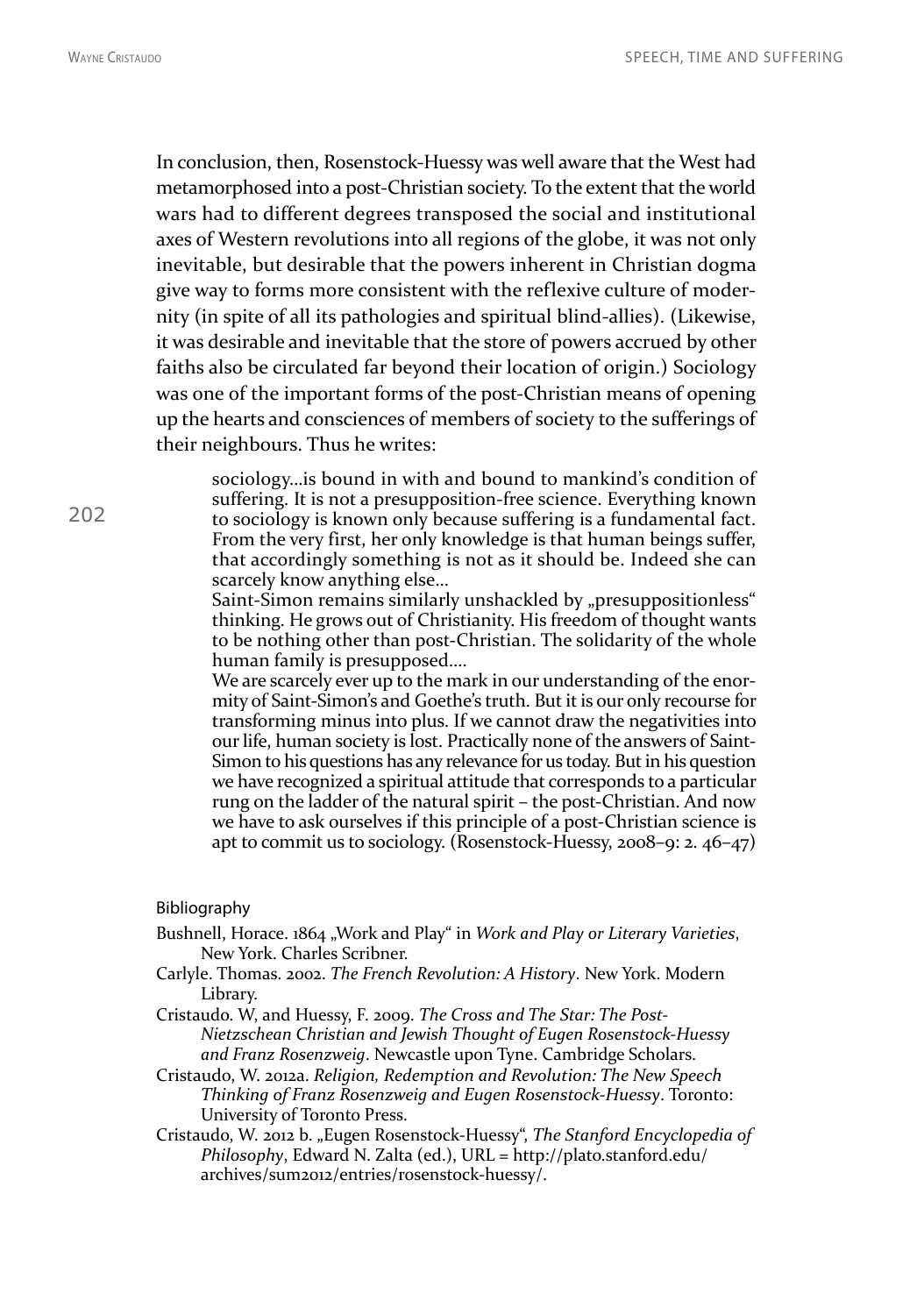In conclusion, then, Rosenstock-Huessy was well aware that the West had metamorphosed into a post-Christian society. To the extent that the world wars had to different degrees transposed the social and institutional axes of Western revolutions into all regions of the globe, it was not only inevitable, but desirable that the powers inherent in Christian dogma give way to forms more consistent with the reflexive culture of modernity (in spite of all its pathologies and spiritual blind-allies). (Likewise, it was desirable and inevitable that the store of powers accrued by other faiths also be circulated far beyond their location of origin.) Sociology was one of the important forms of the post-Christian means of opening up the hearts and consciences of members of society to the sufferings of their neighbours. Thus he writes:

> sociology…is bound in with and bound to mankind's condition of suffering. It is not a presupposition-free science. Everything known to sociology is known only because suffering is a fundamental fact. From the very first, her only knowledge is that human beings suffer, that accordingly something is not as it should be. Indeed she can scarcely know anything else…
>
> Saint-Simon remains similarly unshackled by „presuppositionless" thinking. He grows out of Christianity. His freedom of thought wants to be nothing other than post-Christian. The solidarity of the whole human family is presupposed….
>
> We are scarcely ever up to the mark in our understanding of the enormity of Saint-Simon's and Goethe's truth. But it is our only recourse for transforming minus into plus. If we cannot draw the negativities into our life, human society is lost. Practically none of the answers of Saint-Simon to his questions has any relevance for us today. But in his question we have recognized a spiritual attitude that corresponds to a particular rung on the ladder of the natural spirit – the post-Christian. And now we have to ask ourselves if this principle of a post-Christian science is apt to commit us to sociology. (Rosenstock-Huessy, 2008–9: 2. 46–47)

## Bibliography

Bushnell, Horace. 1864 „Work and Play" in *Work and Play or Literary Varieties*, New York. Charles Scribner.

Carlyle. Thomas. 2002. *The French Revolution: A History*. New York. Modern Library.

Cristaudo. W, and Huessy, F. 2009. *The Cross and The Star: The Post-Nietzschean Christian and Jewish Thought of Eugen Rosenstock-Huessy and Franz Rosenzweig*. Newcastle upon Tyne. Cambridge Scholars.

Cristaudo, W. 2012a. *Religion, Redemption and Revolution: The New Speech Thinking of Franz Rosenzweig and Eugen Rosenstock-Huessy*. Toronto: University of Toronto Press.

Cristaudo, W. 2012 b. „Eugen Rosenstock-Huessy", *The Stanford Encyclopedia of Philosophy*, Edward N. Zalta (ed.), URL = http://plato.stanford.edu/archives/sum2012/entries/rosenstock-huessy/.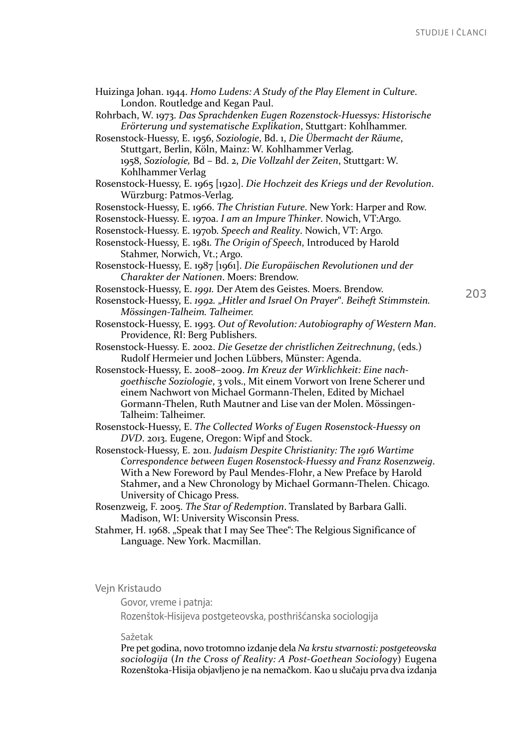Huizinga Johan. 1944. *Homo Ludens: A Study of the Play Element in Culture*. London. Routledge and Kegan Paul.

Rohrbach, W. 1973. *Das Sprachdenken Eugen Rozenstock-Huessys: Historische Erörterung und systematische Explikation*, Stuttgart: Kohlhammer.

Rosenstock-Huessy, E. 1956, *Soziologie*, Bd. 1, *Die Übermacht der Räume*, Stuttgart, Berlin, Köln, Mainz: W. Kohlhammer Verlag.
1958, *Soziologie,* Bd – Bd. 2, *Die Vollzahl der Zeiten*, Stuttgart: W. Kohlhammer Verlag

Rosenstock-Huessy, E. 1965 [1920]. *Die Hochzeit des Kriegs und der Revolution*. Würzburg: Patmos-Verlag.

Rosenstock-Huessy, E. 1966. *The Christian Future*. New York: Harper and Row.

Rosenstock-Huessy. E. 1970a. *I am an Impure Thinker*. Nowich, VT:Argo.

Rosenstock-Huessy. E. 1970b. *Speech and Reality*. Nowich, VT: Argo.

Rosenstock-Huessy, E. 1981. *The Origin of Speech*, Introduced by Harold Stahmer, Norwich, Vt.; Argo.

Rosenstock-Huessy, E. 1987 [1961]. *Die Europäischen Revolutionen und der Charakter der Nationen*. Moers: Brendow.

Rosenstock-Huessy, E. *1991.* Der Atem des Geistes. Moers. Brendow.

Rosenstock-Huessy, E. *1992. „Hitler and Israel On Prayer". Beiheft Stimmstein. Mössingen-Talheim. Talheimer.*

Rosenstock-Huessy, E. 1993. *Out of Revolution: Autobiography of Western Man*. Providence, RI: Berg Publishers.

Rosenstock-Huessy. E. 2002. *Die Gesetze der christlichen Zeitrechnung*, (eds.) Rudolf Hermeier und Jochen Lübbers, Münster: Agenda.

Rosenstock-Huessy, E. 2008–2009. *Im Kreuz der Wirklichkeit: Eine nach-goethische Soziologie*, 3 vols., Mit einem Vorwort von Irene Scherer und einem Nachwort von Michael Gormann-Thelen, Edited by Michael Gormann-Thelen, Ruth Mautner and Lise van der Molen. Mössingen-Talheim: Talheimer.

Rosenstock-Huessy, E. *The Collected Works of Eugen Rosenstock-Huessy on DVD*. 2013. Eugene, Oregon: Wipf and Stock.

Rosenstock-Huessy, E. 2011. *Judaism Despite Christianity: The 1916 Wartime Correspondence between Eugen Rosenstock-Huessy and Franz Rosenzweig*. With a New Foreword by Paul Mendes-Flohr, a New Preface by Harold Stahmer**,** and a New Chronology by Michael Gormann-Thelen. Chicago. University of Chicago Press.

Rosenzweig, F. 2005. *The Star of Redemption*. Translated by Barbara Galli. Madison, WI: University Wisconsin Press.

Stahmer, H. 1968. „Speak that I may See Thee": The Relgious Significance of Language. New York. Macmillan.

Vejn Kristaudo

Govor, vreme i patnja:
Rozenštok-Hisijeva postgeteovska, posthrišćanska sociologija

Sažetak

Pre pet godina, novo trotomno izdanje dela *Na krstu stvarnosti: postgeteovska sociologija* (*In the Cross of Reality: A Post-Goethean Sociology*) Eugena Rozenštoka-Hisija objavljeno je na nemačkom. Kao u slučaju prva dva izdanja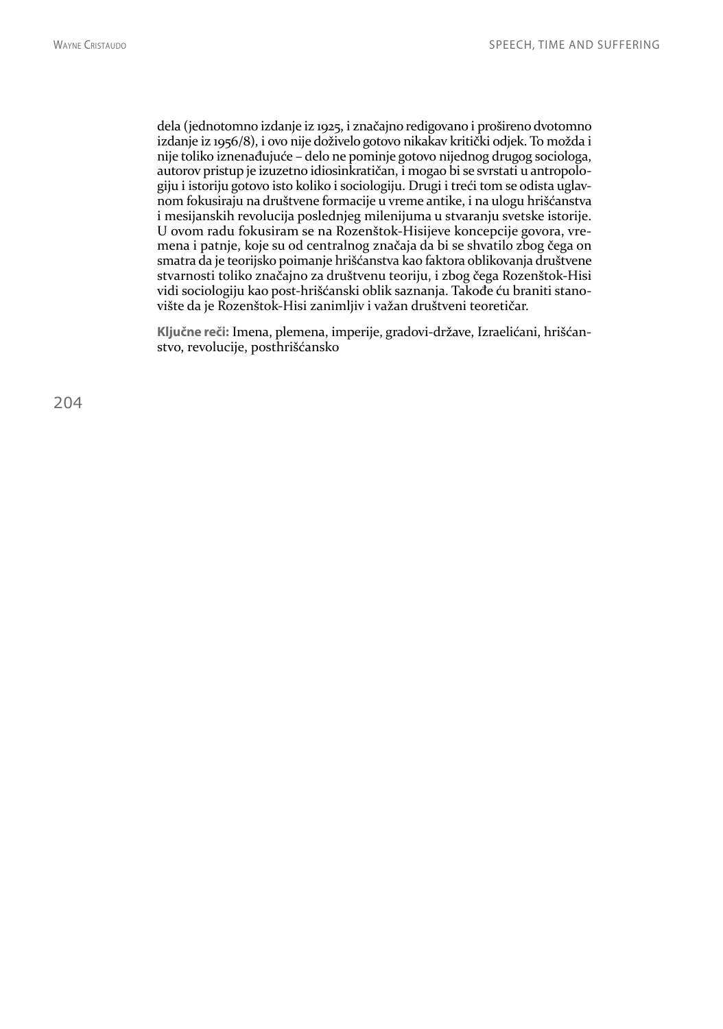dela (jednotomno izdanje iz 1925, i značajno redigovano i prošireno dvotomno izdanje iz 1956/8), i ovo nije doživelo gotovo nikakav kritički odjek. To možda i nije toliko iznenađujuće – delo ne pominje gotovo nijednog drugog sociologa, autorov pristup je izuzetno idiosinkratičan, i mogao bi se svrstati u antropologiju i istoriju gotovo isto koliko i sociologiju. Drugi i treći tom se odista uglavnom fokusiraju na društvene formacije u vreme antike, i na ulogu hrišćanstva i mesijanskih revolucija poslednjeg milenijuma u stvaranju svetske istorije. U ovom radu fokusiram se na Rozenštok-Hisijeve koncepcije govora, vremena i patnje, koje su od centralnog značaja da bi se shvatilo zbog čega on smatra da je teorijsko poimanje hrišćanstva kao faktora oblikovanja društvene stvarnosti toliko značajno za društvenu teoriju, i zbog čega Rozenštok-Hisi vidi sociologiju kao post-hrišćanski oblik saznanja. Takođe ću braniti stanovište da je Rozenštok-Hisi zanimljiv i važan društveni teoretičar.

**Ključne reči:** Imena, plemena, imperije, gradovi-države, Izraelićani, hrišćanstvo, revolucije, posthrišćansko